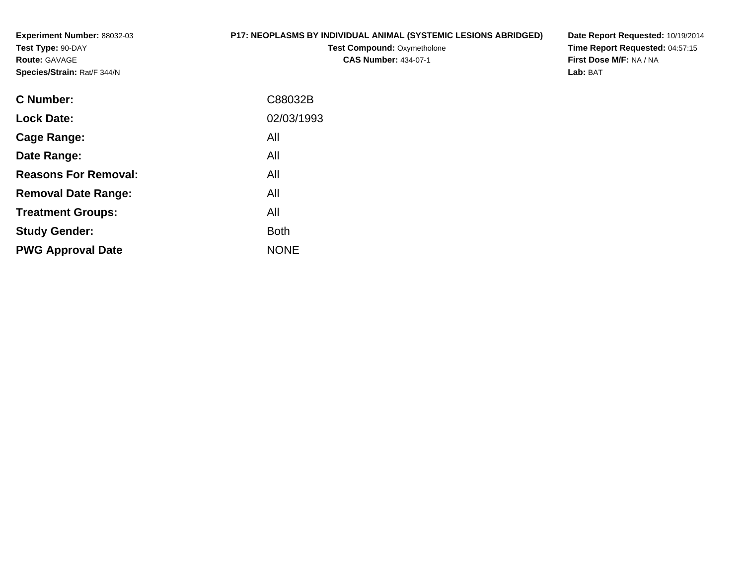Experiment Number: 88032-03
Test Type: 90-DAY
Route: GAVAGE
Species/Strain: Rat/F 344/N

**P17: NEOPLASMS BY INDIVIDUAL ANIMAL (SYSTEMIC LESIONS ABRIDGED)**
**Test Compound:** Oxymetholone
**CAS Number:** 434-07-1

**Date Report Requested:** 10/19/2014
**Time Report Requested:** 04:57:15
**First Dose M/F:** NA / NA
**Lab:** BAT

| | |
|---|---|
| **C Number:** | C88032B |
| **Lock Date:** | 02/03/1993 |
| **Cage Range:** | All |
| **Date Range:** | All |
| **Reasons For Removal:** | All |
| **Removal Date Range:** | All |
| **Treatment Groups:** | All |
| **Study Gender:** | Both |
| **PWG Approval Date** | NONE |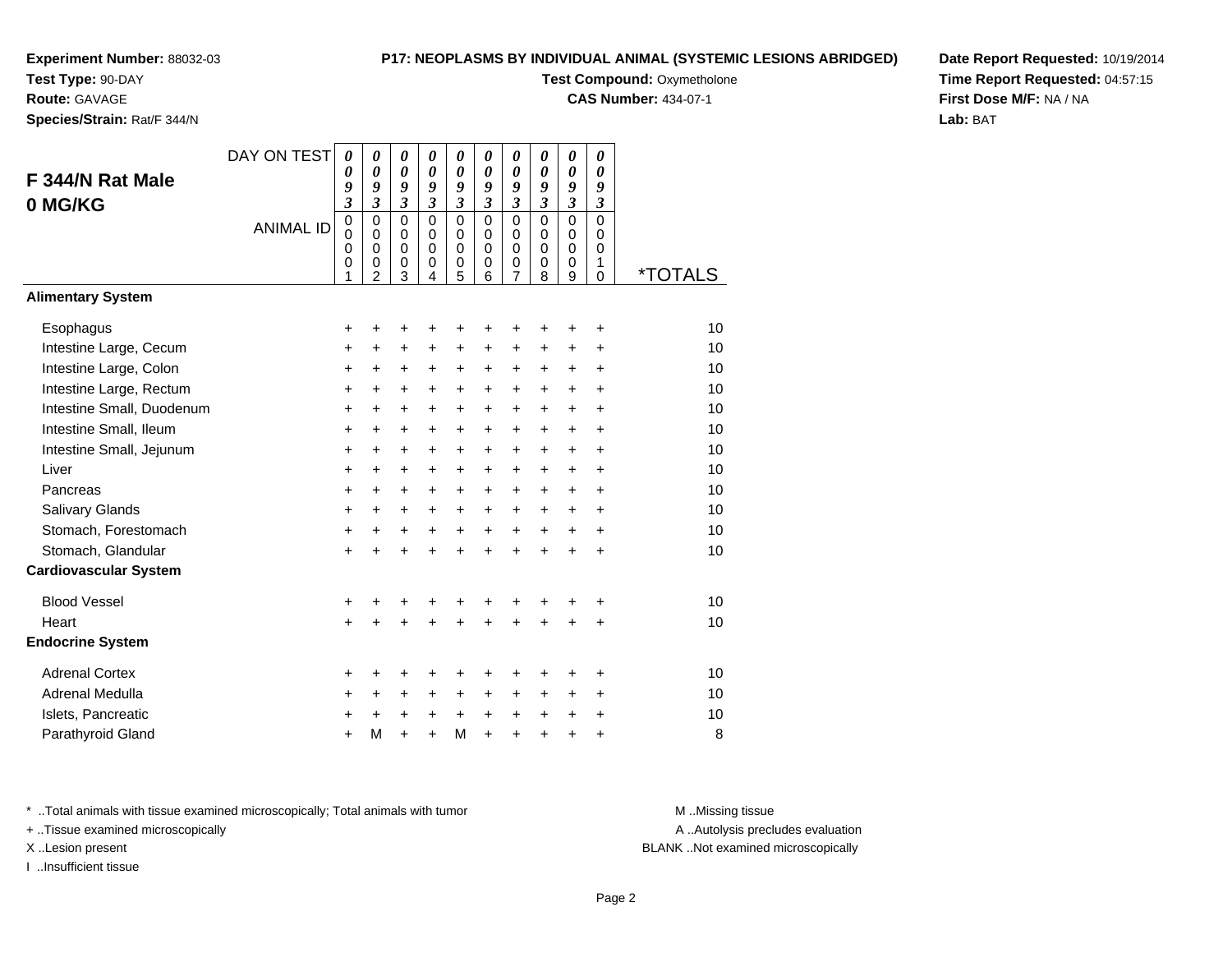**Experiment Number:** 88032-03
**Test Type:** 90-DAY
**Route:** GAVAGE
**Species/Strain:** Rat/F 344/N

**P17: NEOPLASMS BY INDIVIDUAL ANIMAL (SYSTEMIC LESIONS ABRIDGED)**
**Test Compound:** Oxymetholone
**CAS Number:** 434-07-1

**Date Report Requested:** 10/19/2014
**Time Report Requested:** 04:57:15
**First Dose M/F:** NA / NA
**Lab:** BAT

## F 344/N Rat Male 0 MG/KG

| DAY ON TEST | 0093 | 0093 | 0093 | 0093 | 0093 | 0093 | 0093 | 0093 | 0093 | 0093 | |
|---|---|---|---|---|---|---|---|---|---|---|---|
| ANIMAL ID | 00001 | 00002 | 00003 | 00004 | 00005 | 00006 | 00007 | 00008 | 00009 | 00010 | *TOTALS |
| **Alimentary System** | | | | | | | | | | | |
| Esophagus | + | + | + | + | + | + | + | + | + | + | 10 |
| Intestine Large, Cecum | + | + | + | + | + | + | + | + | + | + | 10 |
| Intestine Large, Colon | + | + | + | + | + | + | + | + | + | + | 10 |
| Intestine Large, Rectum | + | + | + | + | + | + | + | + | + | + | 10 |
| Intestine Small, Duodenum | + | + | + | + | + | + | + | + | + | + | 10 |
| Intestine Small, Ileum | + | + | + | + | + | + | + | + | + | + | 10 |
| Intestine Small, Jejunum | + | + | + | + | + | + | + | + | + | + | 10 |
| Liver | + | + | + | + | + | + | + | + | + | + | 10 |
| Pancreas | + | + | + | + | + | + | + | + | + | + | 10 |
| Salivary Glands | + | + | + | + | + | + | + | + | + | + | 10 |
| Stomach, Forestomach | + | + | + | + | + | + | + | + | + | + | 10 |
| Stomach, Glandular | + | + | + | + | + | + | + | + | + | + | 10 |
| **Cardiovascular System** | | | | | | | | | | | |
| Blood Vessel | + | + | + | + | + | + | + | + | + | + | 10 |
| Heart | + | + | + | + | + | + | + | + | + | + | 10 |
| **Endocrine System** | | | | | | | | | | | |
| Adrenal Cortex | + | + | + | + | + | + | + | + | + | + | 10 |
| Adrenal Medulla | + | + | + | + | + | + | + | + | + | + | 10 |
| Islets, Pancreatic | + | + | + | + | + | + | + | + | + | + | 10 |
| Parathyroid Gland | + | M | + | + | M | + | + | + | + | + | 8 |

* ..Total animals with tissue examined microscopically; Total animals with tumor
+ ..Tissue examined microscopically
X ..Lesion present
I ..Insufficient tissue

M ..Missing tissue
A ..Autolysis precludes evaluation
BLANK ..Not examined microscopically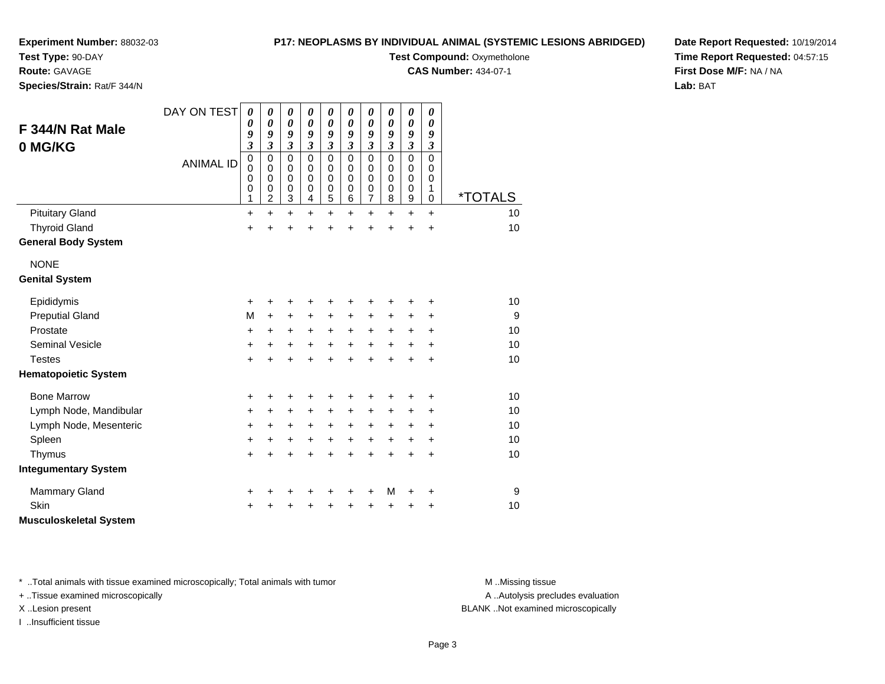**Experiment Number:** 88032-03
**Test Type:** 90-DAY
**Route:** GAVAGE
**Species/Strain:** Rat/F 344/N

**P17: NEOPLASMS BY INDIVIDUAL ANIMAL (SYSTEMIC LESIONS ABRIDGED)**
**Test Compound:** Oxymetholone
**CAS Number:** 434-07-1

**Date Report Requested:** 10/19/2014
**Time Report Requested:** 04:57:15
**First Dose M/F:** NA / NA
**Lab:** BAT

## F 344/N Rat Male
## 0 MG/KG

| DAY ON TEST | 0093 | 0093 | 0093 | 0093 | 0093 | 0093 | 0093 | 0093 | 0093 | 0093 | |
|---|---|---|---|---|---|---|---|---|---|---|---|
| ANIMAL ID | 00001 | 00002 | 00003 | 00004 | 00005 | 00006 | 00007 | 00008 | 00009 | 00010 | *TOTALS |
| Pituitary Gland | + | + | + | + | + | + | + | + | + | + | 10 |
| Thyroid Gland | + | + | + | + | + | + | + | + | + | + | 10 |
| **General Body System** | | | | | | | | | | | |
| NONE | | | | | | | | | | | |
| **Genital System** | | | | | | | | | | | |
| Epididymis | + | + | + | + | + | + | + | + | + | + | 10 |
| Preputial Gland | M | + | + | + | + | + | + | + | + | + | 9 |
| Prostate | + | + | + | + | + | + | + | + | + | + | 10 |
| Seminal Vesicle | + | + | + | + | + | + | + | + | + | + | 10 |
| Testes | + | + | + | + | + | + | + | + | + | + | 10 |
| **Hematopoietic System** | | | | | | | | | | | |
| Bone Marrow | + | + | + | + | + | + | + | + | + | + | 10 |
| Lymph Node, Mandibular | + | + | + | + | + | + | + | + | + | + | 10 |
| Lymph Node, Mesenteric | + | + | + | + | + | + | + | + | + | + | 10 |
| Spleen | + | + | + | + | + | + | + | + | + | + | 10 |
| Thymus | + | + | + | + | + | + | + | + | + | + | 10 |
| **Integumentary System** | | | | | | | | | | | |
| Mammary Gland | + | + | + | + | + | + | + | M | + | + | 9 |
| Skin | + | + | + | + | + | + | + | + | + | + | 10 |
| **Musculoskeletal System** | | | | | | | | | | | |

\* ..Total animals with tissue examined microscopically; Total animals with tumor
+ ..Tissue examined microscopically
X ..Lesion present
I ..Insufficient tissue

M ..Missing tissue
A ..Autolysis precludes evaluation
BLANK ..Not examined microscopically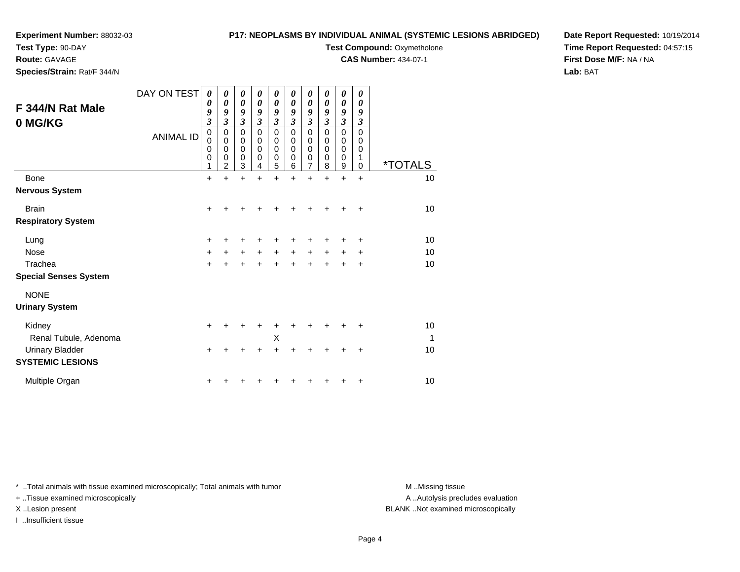**Experiment Number:** 88032-03
**Test Type:** 90-DAY
**Route:** GAVAGE
**Species/Strain:** Rat/F 344/N

**P17: NEOPLASMS BY INDIVIDUAL ANIMAL (SYSTEMIC LESIONS ABRIDGED)**
**Test Compound:** Oxymetholone
**CAS Number:** 434-07-1

**Date Report Requested:** 10/19/2014
**Time Report Requested:** 04:57:15
**First Dose M/F:** NA / NA
**Lab:** BAT

## F 344/N Rat Male
## 0 MG/KG

| DAY ON TEST | 0093 | 0093 | 0093 | 0093 | 0093 | 0093 | 0093 | 0093 | 0093 | 0093 | |
|---|---|---|---|---|---|---|---|---|---|---|---|
| **ANIMAL ID** | 00001 | 00002 | 00003 | 00004 | 00005 | 00006 | 00007 | 00008 | 00009 | 00010 | ***TOTALS** |
| Bone | + | + | + | + | + | + | + | + | + | + | 10 |
| **Nervous System** | | | | | | | | | | | |
| Brain | + | + | + | + | + | + | + | + | + | + | 10 |
| **Respiratory System** | | | | | | | | | | | |
| Lung | + | + | + | + | + | + | + | + | + | + | 10 |
| Nose | + | + | + | + | + | + | + | + | + | + | 10 |
| Trachea | + | + | + | + | + | + | + | + | + | + | 10 |
| **Special Senses System** | | | | | | | | | | | |
| NONE | | | | | | | | | | | |
| **Urinary System** | | | | | | | | | | | |
| Kidney | + | + | + | + | + | + | + | + | + | + | 10 |
| Renal Tubule, Adenoma | | | | | X | | | | | | 1 |
| Urinary Bladder | + | + | + | + | + | + | + | + | + | + | 10 |
| **SYSTEMIC LESIONS** | | | | | | | | | | | |
| Multiple Organ | + | + | + | + | + | + | + | + | + | + | 10 |

* ..Total animals with tissue examined microscopically; Total animals with tumor
+ ..Tissue examined microscopically
X ..Lesion present
I ..Insufficient tissue

M ..Missing tissue
A ..Autolysis precludes evaluation
BLANK ..Not examined microscopically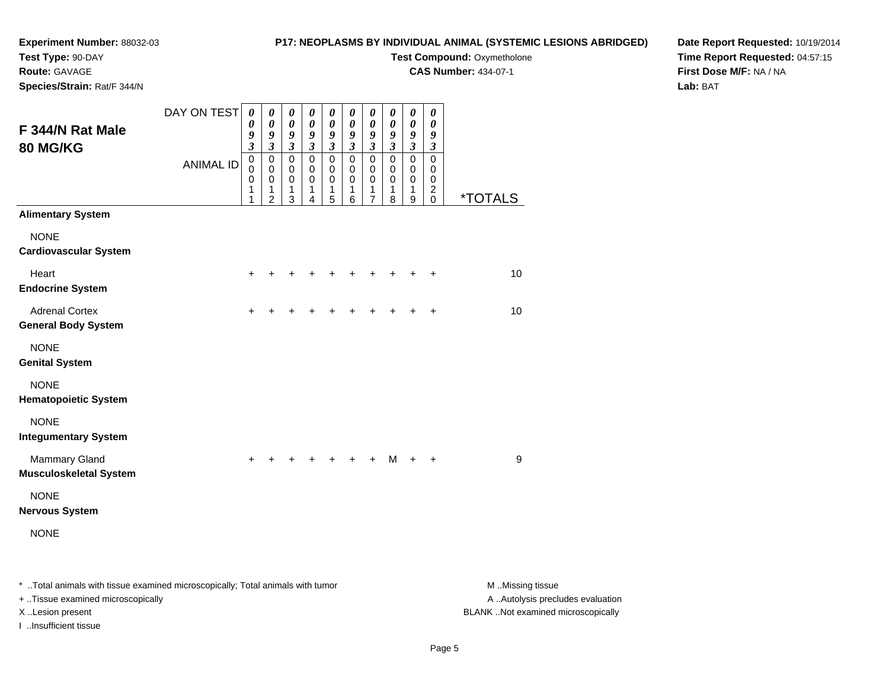**Experiment Number:** 88032-03
**Test Type:** 90-DAY
**Route:** GAVAGE
**Species/Strain:** Rat/F 344/N

**P17: NEOPLASMS BY INDIVIDUAL ANIMAL (SYSTEMIC LESIONS ABRIDGED)**
**Test Compound:** Oxymetholone
**CAS Number:** 434-07-1

**Date Report Requested:** 10/19/2014
**Time Report Requested:** 04:57:15
**First Dose M/F:** NA / NA
**Lab:** BAT

## F 344/N Rat Male 80 MG/KG

| DAY ON TEST | 0093 | 0093 | 0093 | 0093 | 0093 | 0093 | 0093 | 0093 | 0093 | 0093 | |
|---|---|---|---|---|---|---|---|---|---|---|---|
| ANIMAL ID | 00011 | 00012 | 00013 | 00014 | 00015 | 00016 | 00017 | 00018 | 00019 | 00020 | *TOTALS |
| **Alimentary System** | | | | | | | | | | | |
| NONE | | | | | | | | | | | |
| **Cardiovascular System** | | | | | | | | | | | |
| Heart | + | + | + | + | + | + | + | + | + | + | 10 |
| **Endocrine System** | | | | | | | | | | | |
| Adrenal Cortex | + | + | + | + | + | + | + | + | + | + | 10 |
| **General Body System** | | | | | | | | | | | |
| NONE | | | | | | | | | | | |
| **Genital System** | | | | | | | | | | | |
| NONE | | | | | | | | | | | |
| **Hematopoietic System** | | | | | | | | | | | |
| NONE | | | | | | | | | | | |
| **Integumentary System** | | | | | | | | | | | |
| Mammary Gland | + | + | + | + | + | + | + | M | + | + | 9 |
| **Musculoskeletal System** | | | | | | | | | | | |
| NONE | | | | | | | | | | | |
| **Nervous System** | | | | | | | | | | | |
| NONE | | | | | | | | | | | |

* ..Total animals with tissue examined microscopically; Total animals with tumor
+ ..Tissue examined microscopically
X ..Lesion present
I ..Insufficient tissue

M ..Missing tissue
A ..Autolysis precludes evaluation
BLANK ..Not examined microscopically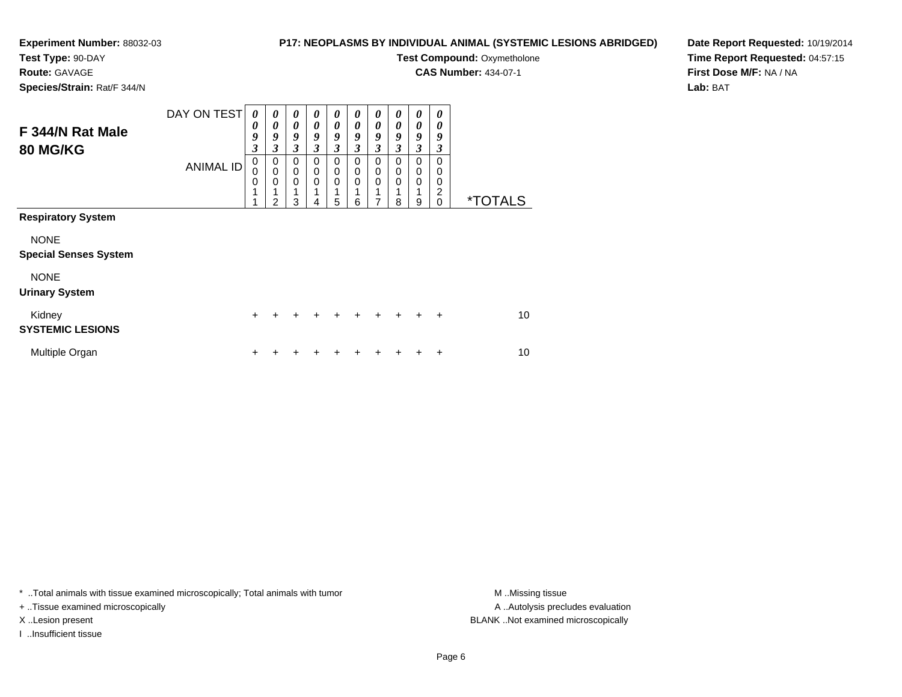**Experiment Number:** 88032-03
**Test Type:** 90-DAY
**Route:** GAVAGE
**Species/Strain:** Rat/F 344/N

**P17: NEOPLASMS BY INDIVIDUAL ANIMAL (SYSTEMIC LESIONS ABRIDGED)**
**Test Compound:** Oxymetholone
**CAS Number:** 434-07-1

**Date Report Requested:** 10/19/2014
**Time Report Requested:** 04:57:15
**First Dose M/F:** NA / NA
**Lab:** BAT

## F 344/N Rat Male 80 MG/KG

| DAY ON TEST | 0093 | 0093 | 0093 | 0093 | 0093 | 0093 | 0093 | 0093 | 0093 | 0093 | |
|---|---|---|---|---|---|---|---|---|---|---|---|
| ANIMAL ID | 00011 | 00012 | 00013 | 00014 | 00015 | 00016 | 00017 | 00018 | 00019 | 00020 | *TOTALS |
| **Respiratory System** | | | | | | | | | | | |
| NONE | | | | | | | | | | | |
| **Special Senses System** | | | | | | | | | | | |
| NONE | | | | | | | | | | | |
| **Urinary System** | | | | | | | | | | | |
| Kidney | + | + | + | + | + | + | + | + | + | + | 10 |
| **SYSTEMIC LESIONS** | | | | | | | | | | | |
| Multiple Organ | + | + | + | + | + | + | + | + | + | + | 10 |

* ..Total animals with tissue examined microscopically; Total animals with tumor
+ ..Tissue examined microscopically
X ..Lesion present
I ..Insufficient tissue

M ..Missing tissue
A ..Autolysis precludes evaluation
BLANK ..Not examined microscopically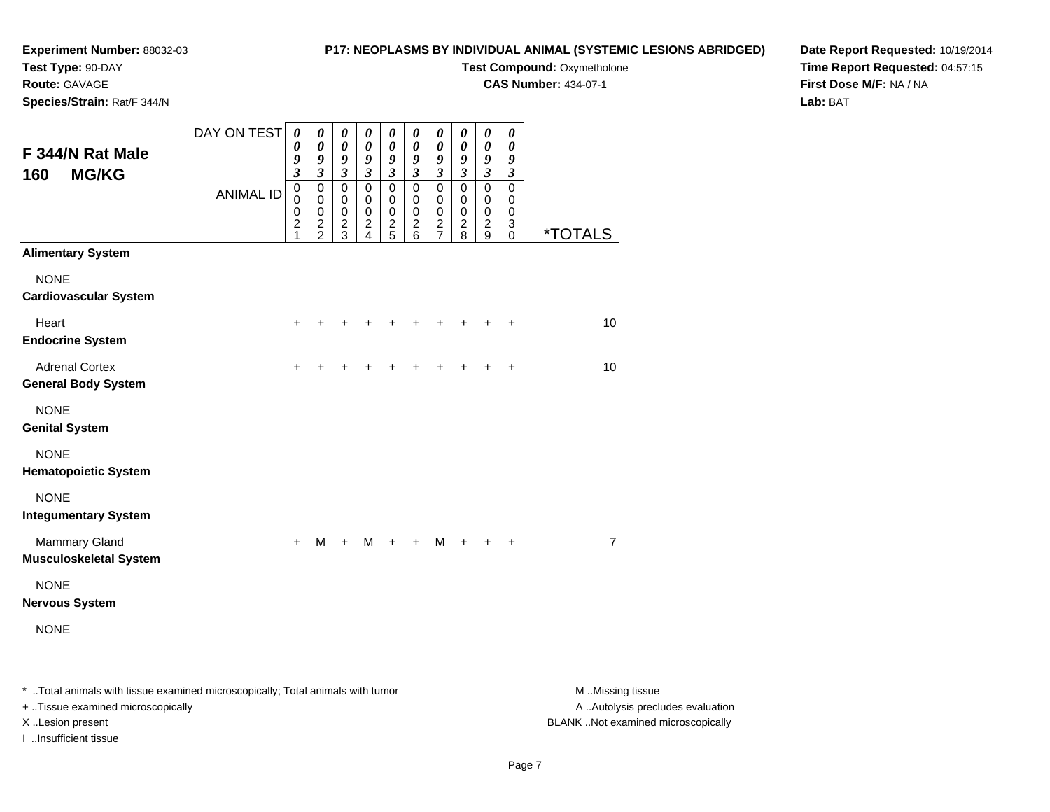**Experiment Number:** 88032-03
**Test Type:** 90-DAY
**Route:** GAVAGE
**Species/Strain:** Rat/F 344/N

**P17: NEOPLASMS BY INDIVIDUAL ANIMAL (SYSTEMIC LESIONS ABRIDGED)**
**Test Compound:** Oxymetholone
**CAS Number:** 434-07-1

**Date Report Requested:** 10/19/2014
**Time Report Requested:** 04:57:15
**First Dose M/F:** NA / NA
**Lab:** BAT

## F 344/N Rat Male 160 MG/KG

| DAY ON TEST | 0093 | 0093 | 0093 | 0093 | 0093 | 0093 | 0093 | 0093 | 0093 | 0093 | |
|---|---|---|---|---|---|---|---|---|---|---|---|
| ANIMAL ID | 00021 | 00022 | 00023 | 00024 | 00025 | 00026 | 00027 | 00028 | 00029 | 00030 | *TOTALS |
| **Alimentary System** | | | | | | | | | | | |
| NONE | | | | | | | | | | | |
| **Cardiovascular System** | | | | | | | | | | | |
| Heart | + | + | + | + | + | + | + | + | + | + | 10 |
| **Endocrine System** | | | | | | | | | | | |
| Adrenal Cortex | + | + | + | + | + | + | + | + | + | + | 10 |
| **General Body System** | | | | | | | | | | | |
| NONE | | | | | | | | | | | |
| **Genital System** | | | | | | | | | | | |
| NONE | | | | | | | | | | | |
| **Hematopoietic System** | | | | | | | | | | | |
| NONE | | | | | | | | | | | |
| **Integumentary System** | | | | | | | | | | | |
| Mammary Gland | + | M | + | M | + | + | M | + | + | + | 7 |
| **Musculoskeletal System** | | | | | | | | | | | |
| NONE | | | | | | | | | | | |
| **Nervous System** | | | | | | | | | | | |
| NONE | | | | | | | | | | | |

* ..Total animals with tissue examined microscopically; Total animals with tumor
+ ..Tissue examined microscopically
X ..Lesion present
I ..Insufficient tissue

M ..Missing tissue
A ..Autolysis precludes evaluation
BLANK ..Not examined microscopically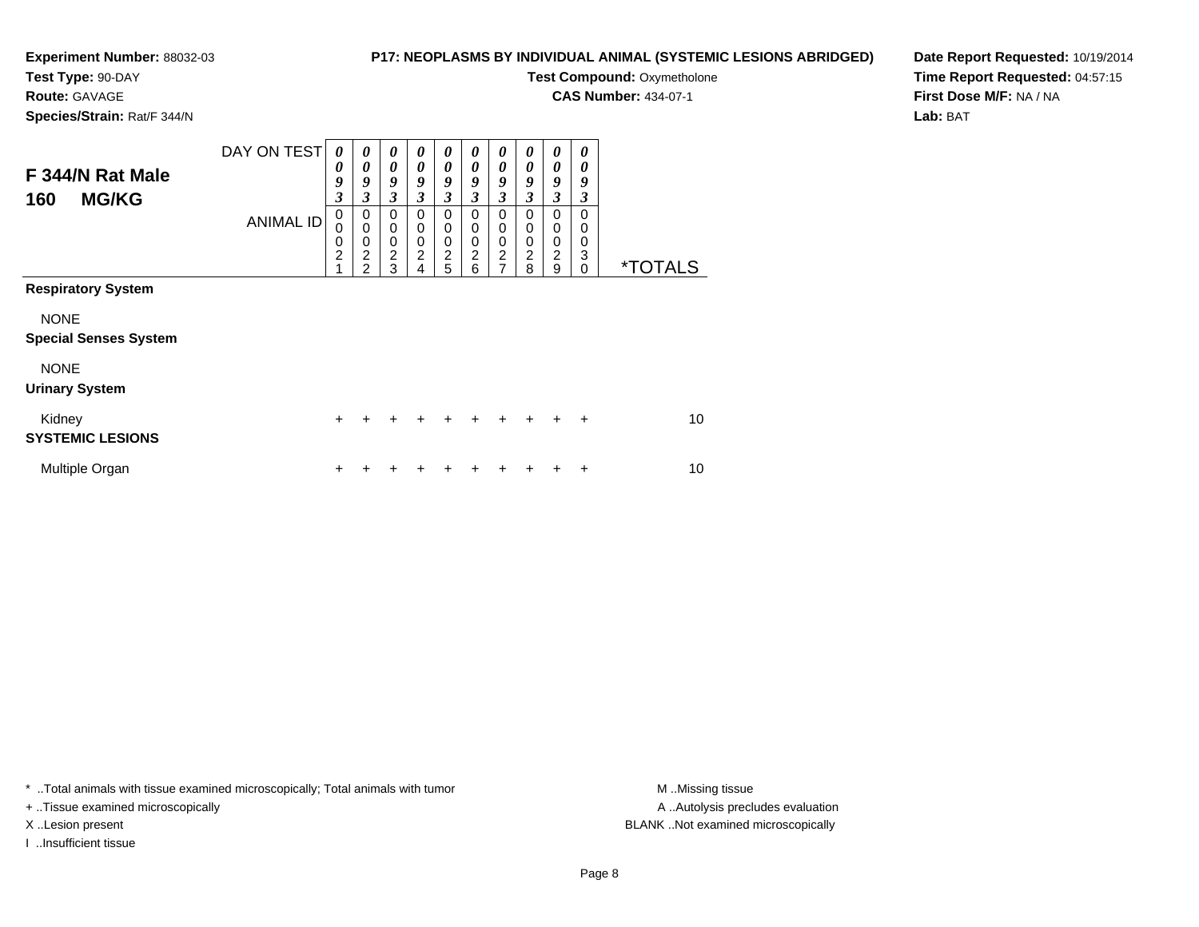**Experiment Number:** 88032-03
**Test Type:** 90-DAY
**Route:** GAVAGE
**Species/Strain:** Rat/F 344/N

**P17: NEOPLASMS BY INDIVIDUAL ANIMAL (SYSTEMIC LESIONS ABRIDGED)**
**Test Compound:** Oxymetholone
**CAS Number:** 434-07-1

**Date Report Requested:** 10/19/2014
**Time Report Requested:** 04:57:15
**First Dose M/F:** NA / NA
**Lab:** BAT

## F 344/N Rat Male 160 MG/KG

| DAY ON TEST | 0093 | 0093 | 0093 | 0093 | 0093 | 0093 | 0093 | 0093 | 0093 | 0093 | |
|---|---|---|---|---|---|---|---|---|---|---|---|
| ANIMAL ID | 00021 | 00022 | 00023 | 00024 | 00025 | 00026 | 00027 | 00028 | 00029 | 00030 | *TOTALS |
| **Respiratory System** | | | | | | | | | | | |
| NONE | | | | | | | | | | | |
| **Special Senses System** | | | | | | | | | | | |
| NONE | | | | | | | | | | | |
| **Urinary System** | | | | | | | | | | | |
| Kidney | + | + | + | + | + | + | + | + | + | + | 10 |
| **SYSTEMIC LESIONS** | | | | | | | | | | | |
| Multiple Organ | + | + | + | + | + | + | + | + | + | + | 10 |

\* ..Total animals with tissue examined microscopically; Total animals with tumor
\+ ..Tissue examined microscopically
X ..Lesion present
I ..Insufficient tissue

M ..Missing tissue
A ..Autolysis precludes evaluation
BLANK ..Not examined microscopically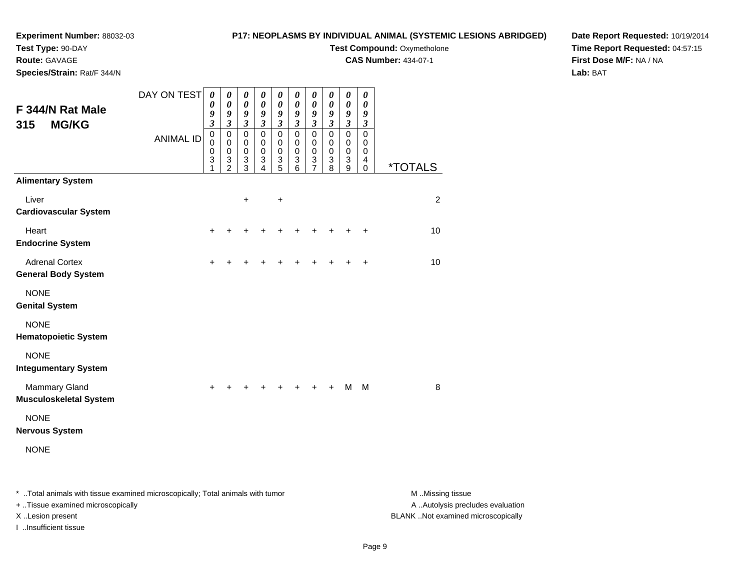**Experiment Number:** 88032-03
**Test Type:** 90-DAY
**Route:** GAVAGE
**Species/Strain:** Rat/F 344/N

**P17: NEOPLASMS BY INDIVIDUAL ANIMAL (SYSTEMIC LESIONS ABRIDGED)**
**Test Compound:** Oxymetholone
**CAS Number:** 434-07-1

**Date Report Requested:** 10/19/2014
**Time Report Requested:** 04:57:15
**First Dose M/F:** NA / NA
**Lab:** BAT

## F 344/N Rat Male
## 315 MG/KG

| DAY ON TEST | 0093 | 0093 | 0093 | 0093 | 0093 | 0093 | 0093 | 0093 | 0093 | 0093 | |
|---|---|---|---|---|---|---|---|---|---|---|---|
| ANIMAL ID | 00031 | 00032 | 00033 | 00034 | 00035 | 00036 | 00037 | 00038 | 00039 | 00040 | *TOTALS |
| **Alimentary System** | | | | | | | | | | | |
| Liver | | | + | | + | | | | | | 2 |
| **Cardiovascular System** | | | | | | | | | | | |
| Heart | + | + | + | + | + | + | + | + | + | + | 10 |
| **Endocrine System** | | | | | | | | | | | |
| Adrenal Cortex | + | + | + | + | + | + | + | + | + | + | 10 |
| **General Body System** | | | | | | | | | | | |
| NONE | | | | | | | | | | | |
| **Genital System** | | | | | | | | | | | |
| NONE | | | | | | | | | | | |
| **Hematopoietic System** | | | | | | | | | | | |
| NONE | | | | | | | | | | | |
| **Integumentary System** | | | | | | | | | | | |
| Mammary Gland | + | + | + | + | + | + | + | + | M | M | 8 |
| **Musculoskeletal System** | | | | | | | | | | | |
| NONE | | | | | | | | | | | |
| **Nervous System** | | | | | | | | | | | |
| NONE | | | | | | | | | | | |

* ..Total animals with tissue examined microscopically; Total animals with tumor
+ ..Tissue examined microscopically
X ..Lesion present
I ..Insufficient tissue

M ..Missing tissue
A ..Autolysis precludes evaluation
BLANK ..Not examined microscopically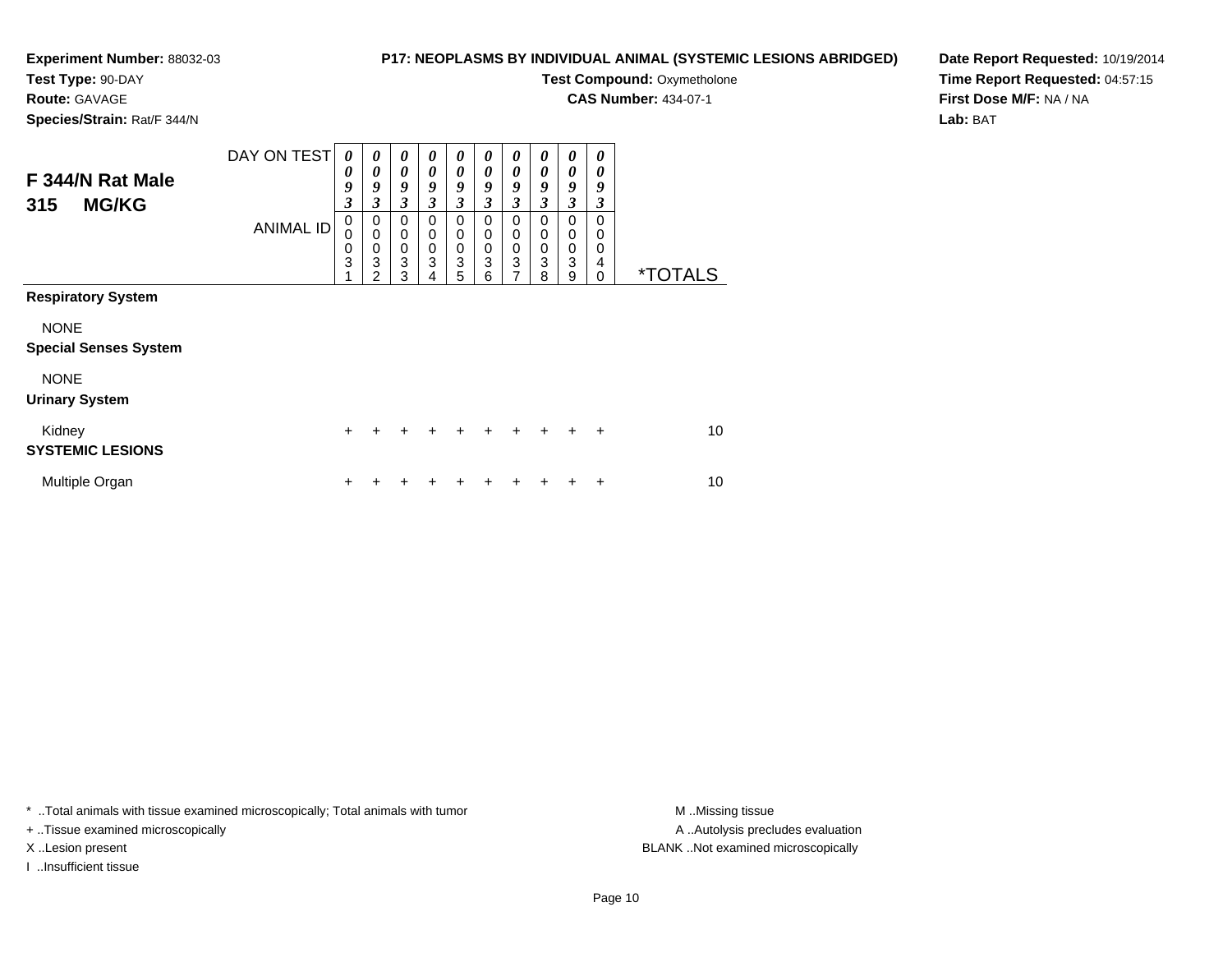**Experiment Number:** 88032-03
**Test Type:** 90-DAY
**Route:** GAVAGE
**Species/Strain:** Rat/F 344/N

**P17: NEOPLASMS BY INDIVIDUAL ANIMAL (SYSTEMIC LESIONS ABRIDGED)**

**Test Compound:** Oxymetholone
**CAS Number:** 434-07-1

**Date Report Requested:** 10/19/2014
**Time Report Requested:** 04:57:15
**First Dose M/F:** NA / NA
**Lab:** BAT

## F 344/N Rat Male 315 MG/KG

| DAY ON TEST | 0093 | 0093 | 0093 | 0093 | 0093 | 0093 | 0093 | 0093 | 0093 | 0093 | |
|---|---|---|---|---|---|---|---|---|---|---|---|
| ANIMAL ID | 00031 | 00032 | 00033 | 00034 | 00035 | 00036 | 00037 | 00038 | 00039 | 00040 | *TOTALS |
| **Respiratory System** | | | | | | | | | | | |
| NONE | | | | | | | | | | | |
| **Special Senses System** | | | | | | | | | | | |
| NONE | | | | | | | | | | | |
| **Urinary System** | | | | | | | | | | | |
| Kidney | + | + | + | + | + | + | + | + | + | + | 10 |
| **SYSTEMIC LESIONS** | | | | | | | | | | | |
| Multiple Organ | + | + | + | + | + | + | + | + | + | + | 10 |

* ..Total animals with tissue examined microscopically; Total animals with tumor
+ ..Tissue examined microscopically
X ..Lesion present
I ..Insufficient tissue

M ..Missing tissue
A ..Autolysis precludes evaluation
BLANK ..Not examined microscopically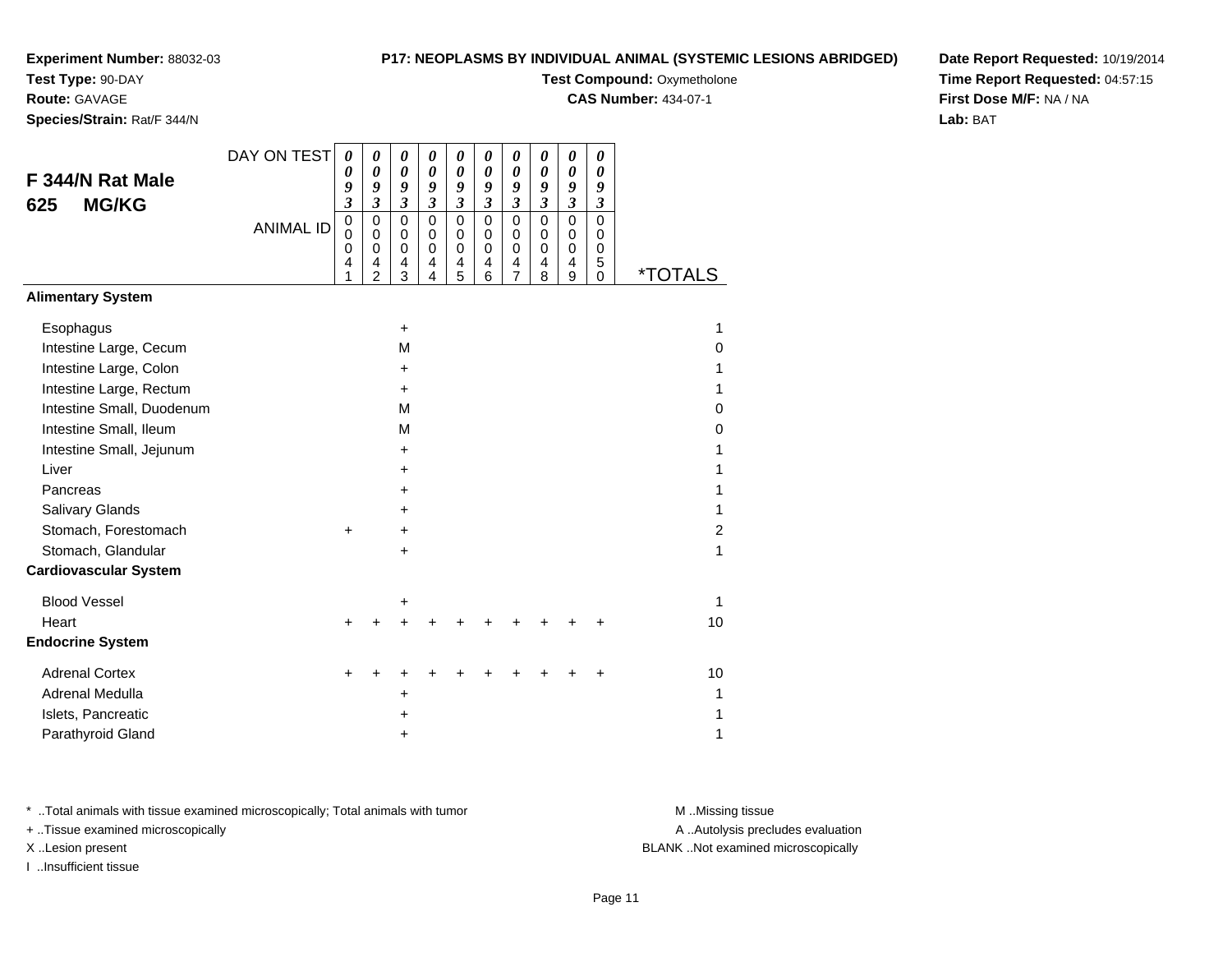**Experiment Number:** 88032-03
**Test Type:** 90-DAY
**Route:** GAVAGE
**Species/Strain:** Rat/F 344/N

**P17: NEOPLASMS BY INDIVIDUAL ANIMAL (SYSTEMIC LESIONS ABRIDGED)**
**Test Compound:** Oxymetholone
**CAS Number:** 434-07-1

**Date Report Requested:** 10/19/2014
**Time Report Requested:** 04:57:15
**First Dose M/F:** NA / NA
**Lab:** BAT

## F 344/N Rat Male 625 MG/KG

| DAY ON TEST | 0093 | 0093 | 0093 | 0093 | 0093 | 0093 | 0093 | 0093 | 0093 | 0093 | |
|---|---|---|---|---|---|---|---|---|---|---|---|
| ANIMAL ID | 00041 | 00042 | 00043 | 00044 | 00045 | 00046 | 00047 | 00048 | 00049 | 00050 | *TOTALS |
| **Alimentary System** | | | | | | | | | | | |
| Esophagus | | | + | | | | | | | | 1 |
| Intestine Large, Cecum | | | M | | | | | | | | 0 |
| Intestine Large, Colon | | | + | | | | | | | | 1 |
| Intestine Large, Rectum | | | + | | | | | | | | 1 |
| Intestine Small, Duodenum | | | M | | | | | | | | 0 |
| Intestine Small, Ileum | | | M | | | | | | | | 0 |
| Intestine Small, Jejunum | | | + | | | | | | | | 1 |
| Liver | | | + | | | | | | | | 1 |
| Pancreas | | | + | | | | | | | | 1 |
| Salivary Glands | | | + | | | | | | | | 1 |
| Stomach, Forestomach | + | | + | | | | | | | | 2 |
| Stomach, Glandular | | | + | | | | | | | | 1 |
| **Cardiovascular System** | | | | | | | | | | | |
| Blood Vessel | | | + | | | | | | | | 1 |
| Heart | + | + | + | + | + | + | + | + | + | + | 10 |
| **Endocrine System** | | | | | | | | | | | |
| Adrenal Cortex | + | + | + | + | + | + | + | + | + | + | 10 |
| Adrenal Medulla | | | + | | | | | | | | 1 |
| Islets, Pancreatic | | | + | | | | | | | | 1 |
| Parathyroid Gland | | | + | | | | | | | | 1 |

* ..Total animals with tissue examined microscopically; Total animals with tumor
+ ..Tissue examined microscopically
X ..Lesion present
I ..Insufficient tissue

M ..Missing tissue
A ..Autolysis precludes evaluation
BLANK ..Not examined microscopically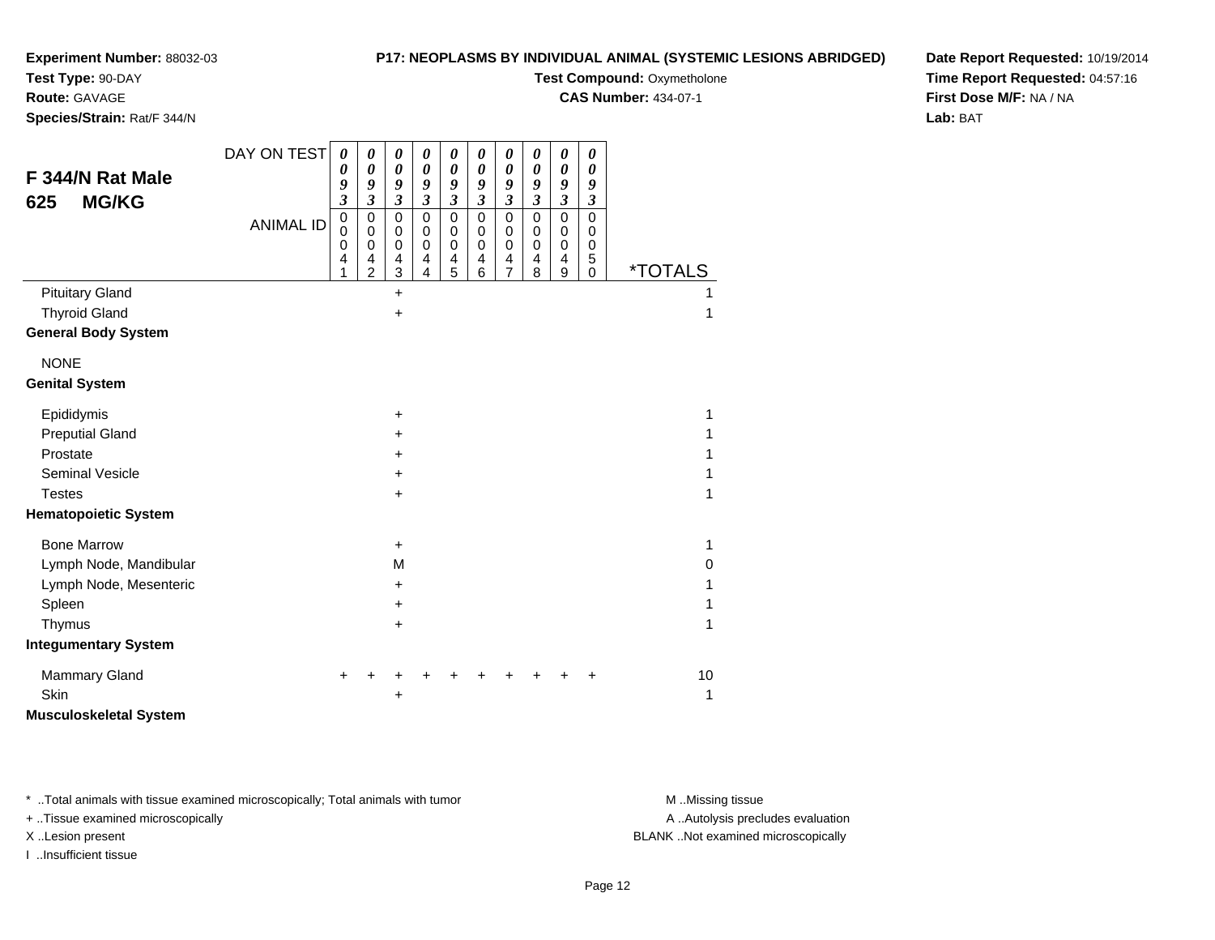**Experiment Number:** 88032-03
**Test Type:** 90-DAY
**Route:** GAVAGE
**Species/Strain:** Rat/F 344/N

**P17: NEOPLASMS BY INDIVIDUAL ANIMAL (SYSTEMIC LESIONS ABRIDGED)**
**Test Compound:** Oxymetholone
**CAS Number:** 434-07-1

**Date Report Requested:** 10/19/2014
**Time Report Requested:** 04:57:16
**First Dose M/F:** NA / NA
**Lab:** BAT

## F 344/N Rat Male
## 625 MG/KG

| DAY ON TEST | 0093 | 0093 | 0093 | 0093 | 0093 | 0093 | 0093 | 0093 | 0093 | 0093 | |
|---|---|---|---|---|---|---|---|---|---|---|---|
| ANIMAL ID | 00041 | 00042 | 00043 | 00044 | 00045 | 00046 | 00047 | 00048 | 00049 | 00050 | *TOTALS |
| Pituitary Gland | | | + | | | | | | | | 1 |
| Thyroid Gland | | | + | | | | | | | | 1 |
| **General Body System** | | | | | | | | | | | |
| NONE | | | | | | | | | | | |
| **Genital System** | | | | | | | | | | | |
| Epididymis | | | + | | | | | | | | 1 |
| Preputial Gland | | | + | | | | | | | | 1 |
| Prostate | | | + | | | | | | | | 1 |
| Seminal Vesicle | | | + | | | | | | | | 1 |
| Testes | | | + | | | | | | | | 1 |
| **Hematopoietic System** | | | | | | | | | | | |
| Bone Marrow | | | + | | | | | | | | 1 |
| Lymph Node, Mandibular | | | M | | | | | | | | 0 |
| Lymph Node, Mesenteric | | | + | | | | | | | | 1 |
| Spleen | | | + | | | | | | | | 1 |
| Thymus | | | + | | | | | | | | 1 |
| **Integumentary System** | | | | | | | | | | | |
| Mammary Gland | + | + | + | + | + | + | + | + | + | + | 10 |
| Skin | | | + | | | | | | | | 1 |
| **Musculoskeletal System** | | | | | | | | | | | |

* ..Total animals with tissue examined microscopically; Total animals with tumor
+ ..Tissue examined microscopically
X ..Lesion present
I ..Insufficient tissue

M ..Missing tissue
A ..Autolysis precludes evaluation
BLANK ..Not examined microscopically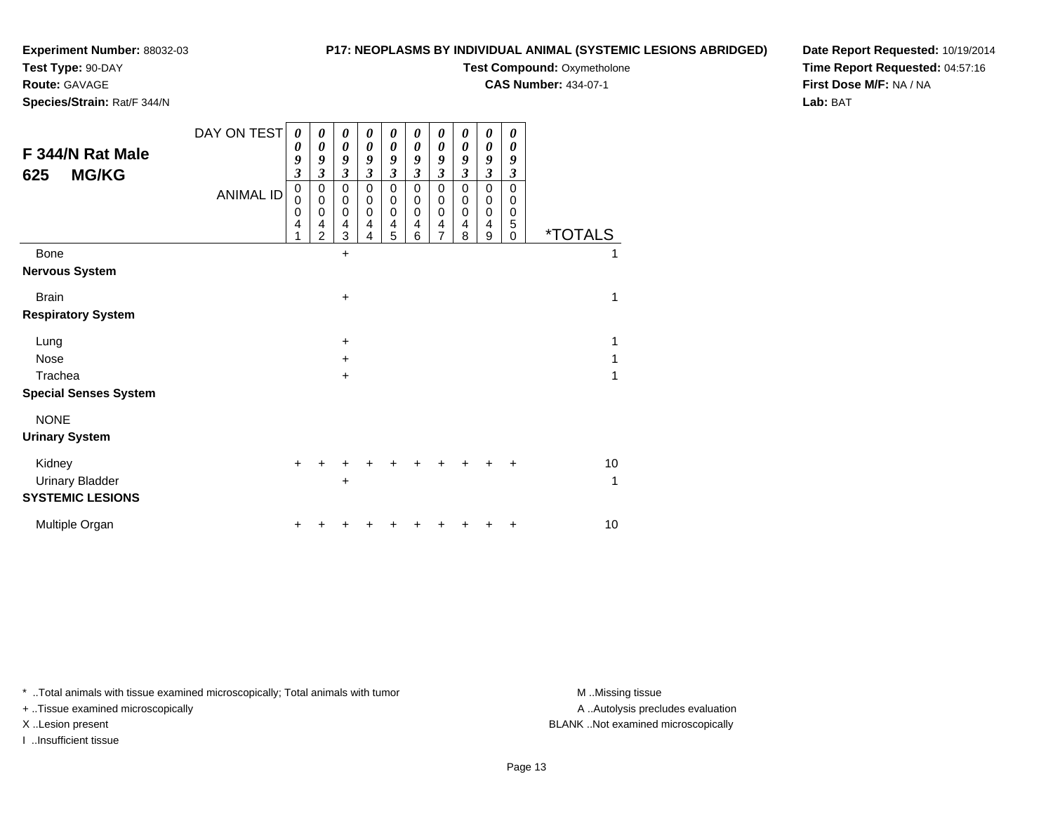**Experiment Number:** 88032-03
**Test Type:** 90-DAY
**Route:** GAVAGE
**Species/Strain:** Rat/F 344/N

**P17: NEOPLASMS BY INDIVIDUAL ANIMAL (SYSTEMIC LESIONS ABRIDGED)**
**Test Compound:** Oxymetholone
**CAS Number:** 434-07-1

**Date Report Requested:** 10/19/2014
**Time Report Requested:** 04:57:16
**First Dose M/F:** NA / NA
**Lab:** BAT

## F 344/N Rat Male 625 MG/KG

| DAY ON TEST | 0093 | 0093 | 0093 | 0093 | 0093 | 0093 | 0093 | 0093 | 0093 | 0093 | |
|---|---|---|---|---|---|---|---|---|---|---|---|
| **ANIMAL ID** | 00041 | 00042 | 00043 | 00044 | 00045 | 00046 | 00047 | 00048 | 00049 | 00050 | ***TOTALS** |
| Bone | | | + | | | | | | | | 1 |
| **Nervous System** | | | | | | | | | | | |
| Brain | | | + | | | | | | | | 1 |
| **Respiratory System** | | | | | | | | | | | |
| Lung | | | + | | | | | | | | 1 |
| Nose | | | + | | | | | | | | 1 |
| Trachea | | | + | | | | | | | | 1 |
| **Special Senses System** | | | | | | | | | | | |
| NONE | | | | | | | | | | | |
| **Urinary System** | | | | | | | | | | | |
| Kidney | + | + | + | + | + | + | + | + | + | + | 10 |
| Urinary Bladder | | | + | | | | | | | | 1 |
| **SYSTEMIC LESIONS** | | | | | | | | | | | |
| Multiple Organ | + | + | + | + | + | + | + | + | + | + | 10 |

* ..Total animals with tissue examined microscopically; Total animals with tumor
+ ..Tissue examined microscopically
X ..Lesion present
I ..Insufficient tissue

M ..Missing tissue
A ..Autolysis precludes evaluation
BLANK ..Not examined microscopically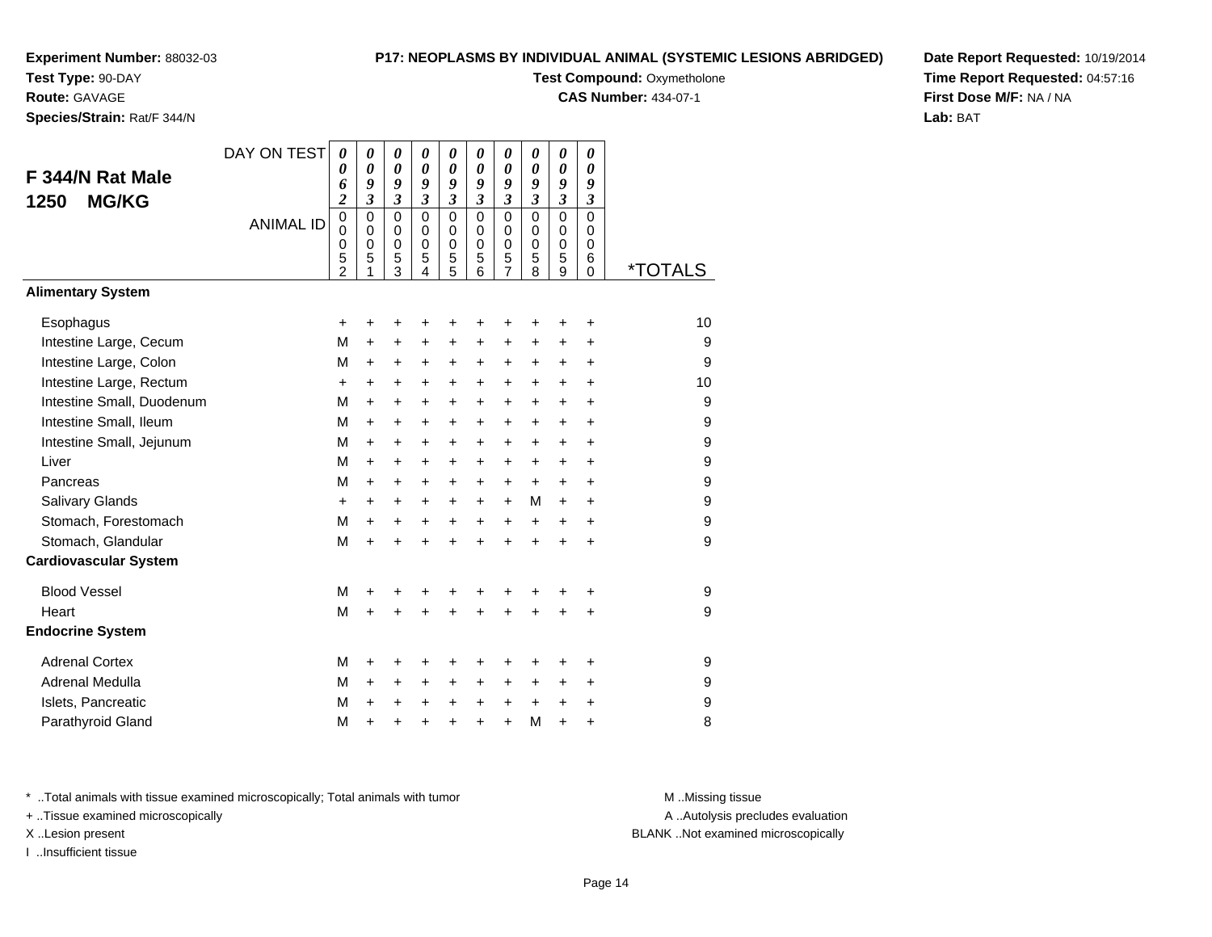**Experiment Number:** 88032-03
**Test Type:** 90-DAY
**Route:** GAVAGE
**Species/Strain:** Rat/F 344/N

**P17: NEOPLASMS BY INDIVIDUAL ANIMAL (SYSTEMIC LESIONS ABRIDGED)**
**Test Compound:** Oxymetholone
**CAS Number:** 434-07-1

**Date Report Requested:** 10/19/2014
**Time Report Requested:** 04:57:16
**First Dose M/F:** NA / NA
**Lab:** BAT

## F 344/N Rat Male 1250 MG/KG

| DAY ON TEST | 0062 | 0093 | 0093 | 0093 | 0093 | 0093 | 0093 | 0093 | 0093 | 0093 | |
|---|---|---|---|---|---|---|---|---|---|---|---|
| ANIMAL ID | 00052 | 00051 | 00053 | 00054 | 00055 | 00056 | 00057 | 00058 | 00059 | 00060 | *TOTALS |
| **Alimentary System** | | | | | | | | | | | |
| Esophagus | + | + | + | + | + | + | + | + | + | + | 10 |
| Intestine Large, Cecum | M | + | + | + | + | + | + | + | + | + | 9 |
| Intestine Large, Colon | M | + | + | + | + | + | + | + | + | + | 9 |
| Intestine Large, Rectum | + | + | + | + | + | + | + | + | + | + | 10 |
| Intestine Small, Duodenum | M | + | + | + | + | + | + | + | + | + | 9 |
| Intestine Small, Ileum | M | + | + | + | + | + | + | + | + | + | 9 |
| Intestine Small, Jejunum | M | + | + | + | + | + | + | + | + | + | 9 |
| Liver | M | + | + | + | + | + | + | + | + | + | 9 |
| Pancreas | M | + | + | + | + | + | + | + | + | + | 9 |
| Salivary Glands | + | + | + | + | + | + | + | M | + | + | 9 |
| Stomach, Forestomach | M | + | + | + | + | + | + | + | + | + | 9 |
| Stomach, Glandular | M | + | + | + | + | + | + | + | + | + | 9 |
| **Cardiovascular System** | | | | | | | | | | | |
| Blood Vessel | M | + | + | + | + | + | + | + | + | + | 9 |
| Heart | M | + | + | + | + | + | + | + | + | + | 9 |
| **Endocrine System** | | | | | | | | | | | |
| Adrenal Cortex | M | + | + | + | + | + | + | + | + | + | 9 |
| Adrenal Medulla | M | + | + | + | + | + | + | + | + | + | 9 |
| Islets, Pancreatic | M | + | + | + | + | + | + | + | + | + | 9 |
| Parathyroid Gland | M | + | + | + | + | + | + | M | + | + | 8 |

* ..Total animals with tissue examined microscopically; Total animals with tumor
+ ..Tissue examined microscopically
X ..Lesion present
I ..Insufficient tissue

M ..Missing tissue
A ..Autolysis precludes evaluation
BLANK ..Not examined microscopically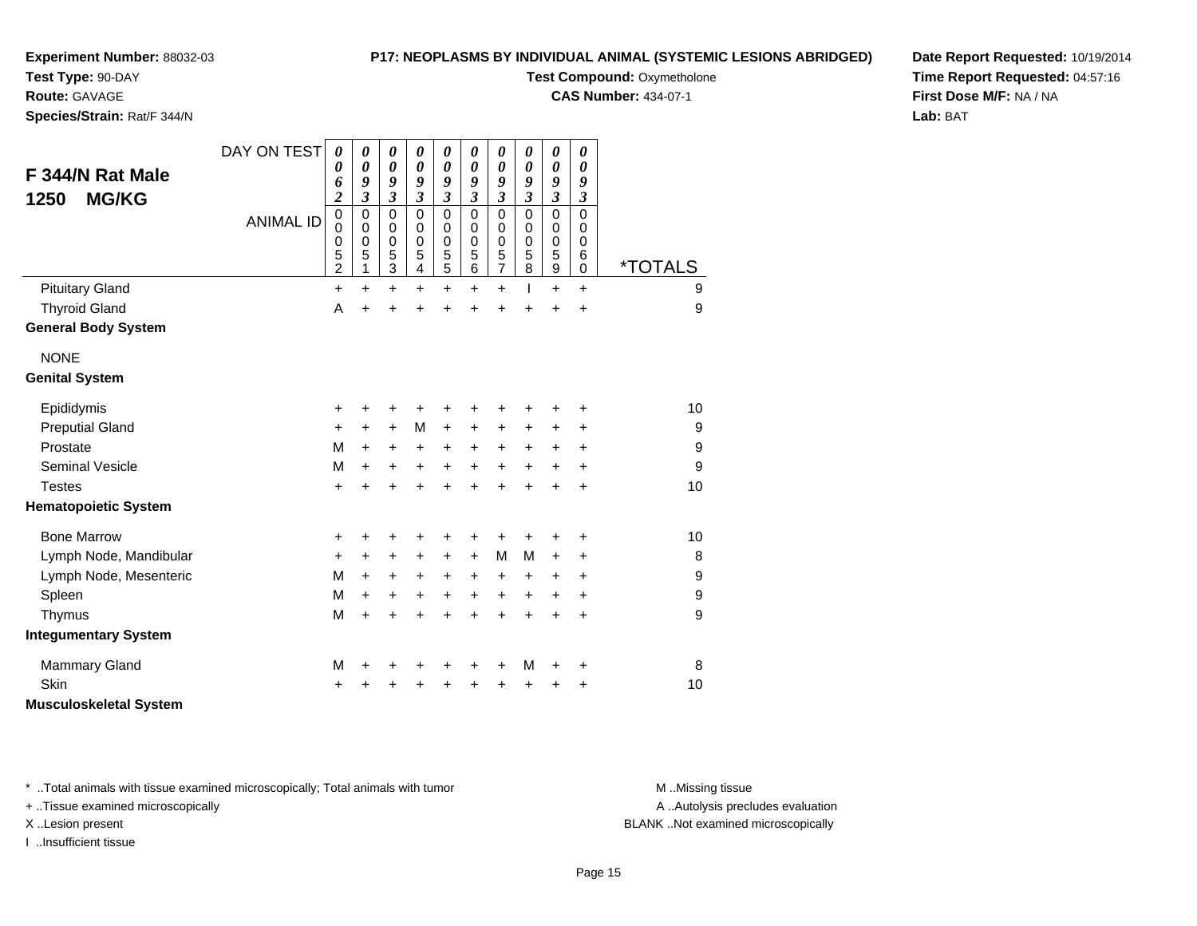**Experiment Number:** 88032-03
**Test Type:** 90-DAY
**Route:** GAVAGE
**Species/Strain:** Rat/F 344/N

**P17: NEOPLASMS BY INDIVIDUAL ANIMAL (SYSTEMIC LESIONS ABRIDGED)**
**Test Compound:** Oxymetholone
**CAS Number:** 434-07-1

**Date Report Requested:** 10/19/2014
**Time Report Requested:** 04:57:16
**First Dose M/F:** NA / NA
**Lab:** BAT

## F 344/N Rat Male 1250 MG/KG

| DAY ON TEST | 0062 | 0093 | 0093 | 0093 | 0093 | 0093 | 0093 | 0093 | 0093 | 0093 | |
|---|---|---|---|---|---|---|---|---|---|---|---|
| ANIMAL ID | 00052 | 00051 | 00053 | 00054 | 00055 | 00056 | 00057 | 00058 | 00059 | 00060 | *TOTALS |
| Pituitary Gland | + | + | + | + | + | + | + | I | + | + | 9 |
| Thyroid Gland | A | + | + | + | + | + | + | + | + | + | 9 |
| **General Body System** | | | | | | | | | | | |
| NONE | | | | | | | | | | | |
| **Genital System** | | | | | | | | | | | |
| Epididymis | + | + | + | + | + | + | + | + | + | + | 10 |
| Preputial Gland | + | + | + | M | + | + | + | + | + | + | 9 |
| Prostate | M | + | + | + | + | + | + | + | + | + | 9 |
| Seminal Vesicle | M | + | + | + | + | + | + | + | + | + | 9 |
| Testes | + | + | + | + | + | + | + | + | + | + | 10 |
| **Hematopoietic System** | | | | | | | | | | | |
| Bone Marrow | + | + | + | + | + | + | + | + | + | + | 10 |
| Lymph Node, Mandibular | + | + | + | + | + | + | M | M | + | + | 8 |
| Lymph Node, Mesenteric | M | + | + | + | + | + | + | + | + | + | 9 |
| Spleen | M | + | + | + | + | + | + | + | + | + | 9 |
| Thymus | M | + | + | + | + | + | + | + | + | + | 9 |
| **Integumentary System** | | | | | | | | | | | |
| Mammary Gland | M | + | + | + | + | + | + | M | + | + | 8 |
| Skin | + | + | + | + | + | + | + | + | + | + | 10 |
| **Musculoskeletal System** | | | | | | | | | | | |

* ..Total animals with tissue examined microscopically; Total animals with tumor
+ ..Tissue examined microscopically
X ..Lesion present
I ..Insufficient tissue

M ..Missing tissue
A ..Autolysis precludes evaluation
BLANK ..Not examined microscopically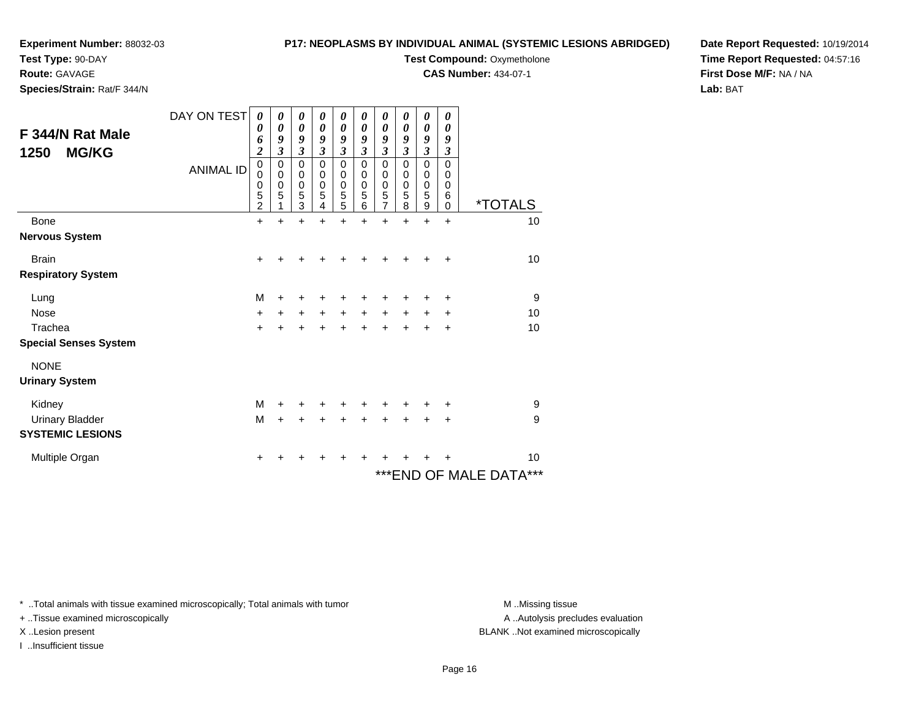**Experiment Number:** 88032-03
**Test Type:** 90-DAY
**Route:** GAVAGE
**Species/Strain:** Rat/F 344/N

**P17: NEOPLASMS BY INDIVIDUAL ANIMAL (SYSTEMIC LESIONS ABRIDGED)**
**Test Compound:** Oxymetholone
**CAS Number:** 434-07-1

**Date Report Requested:** 10/19/2014
**Time Report Requested:** 04:57:16
**First Dose M/F:** NA / NA
**Lab:** BAT

## F 344/N Rat Male 1250 MG/KG

| DAY ON TEST | 0062 | 0093 | 0093 | 0093 | 0093 | 0093 | 0093 | 0093 | 0093 | 0093 | |
|---|---|---|---|---|---|---|---|---|---|---|---|
| ANIMAL ID | 00052 | 00051 | 00053 | 00054 | 00055 | 00056 | 00057 | 00058 | 00059 | 00060 | *TOTALS |
| Bone | + | + | + | + | + | + | + | + | + | + | 10 |
| **Nervous System** | | | | | | | | | | | |
| Brain | + | + | + | + | + | + | + | + | + | + | 10 |
| **Respiratory System** | | | | | | | | | | | |
| Lung | M | + | + | + | + | + | + | + | + | + | 9 |
| Nose | + | + | + | + | + | + | + | + | + | + | 10 |
| Trachea | + | + | + | + | + | + | + | + | + | + | 10 |
| **Special Senses System** | | | | | | | | | | | |
| NONE | | | | | | | | | | | |
| **Urinary System** | | | | | | | | | | | |
| Kidney | M | + | + | + | + | + | + | + | + | + | 9 |
| Urinary Bladder | M | + | + | + | + | + | + | + | + | + | 9 |
| **SYSTEMIC LESIONS** | | | | | | | | | | | |
| Multiple Organ | + | + | + | + | + | + | + | + | + | + | 10 |

***END OF MALE DATA***

* ..Total animals with tissue examined microscopically; Total animals with tumor
+ ..Tissue examined microscopically
X ..Lesion present
I ..Insufficient tissue

M ..Missing tissue
A ..Autolysis precludes evaluation
BLANK ..Not examined microscopically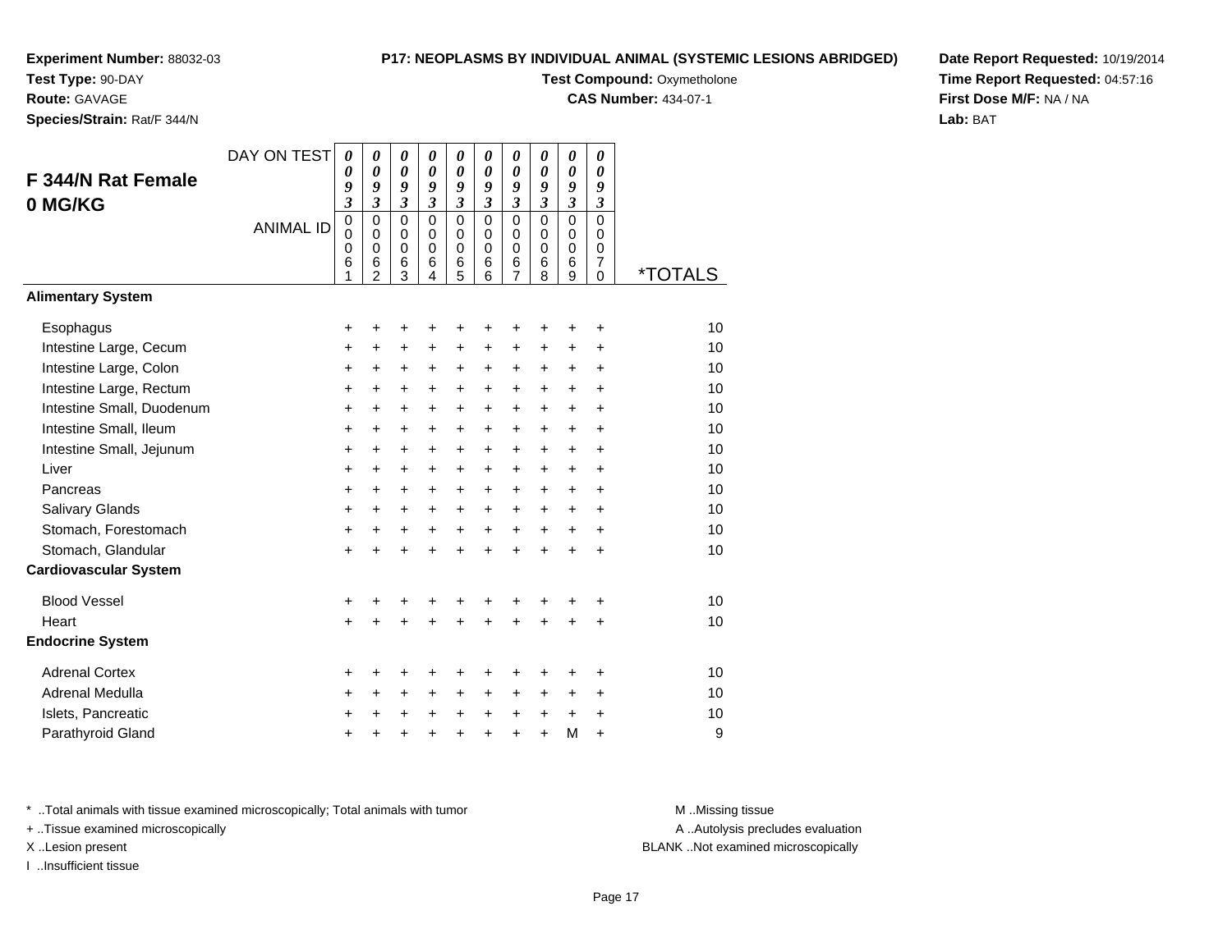**Experiment Number:** 88032-03
**Test Type:** 90-DAY
**Route:** GAVAGE
**Species/Strain:** Rat/F 344/N

**P17: NEOPLASMS BY INDIVIDUAL ANIMAL (SYSTEMIC LESIONS ABRIDGED)**
**Test Compound:** Oxymetholone
**CAS Number:** 434-07-1

**Date Report Requested:** 10/19/2014
**Time Report Requested:** 04:57:16
**First Dose M/F:** NA / NA
**Lab:** BAT

## F 344/N Rat Female 0 MG/KG

| DAY ON TEST | 0093 | 0093 | 0093 | 0093 | 0093 | 0093 | 0093 | 0093 | 0093 | 0093 | |
|---|---|---|---|---|---|---|---|---|---|---|---|
| ANIMAL ID | 00061 | 00062 | 00063 | 00064 | 00065 | 00066 | 00067 | 00068 | 00069 | 00070 | *TOTALS |
| **Alimentary System** | | | | | | | | | | | |
| Esophagus | + | + | + | + | + | + | + | + | + | + | 10 |
| Intestine Large, Cecum | + | + | + | + | + | + | + | + | + | + | 10 |
| Intestine Large, Colon | + | + | + | + | + | + | + | + | + | + | 10 |
| Intestine Large, Rectum | + | + | + | + | + | + | + | + | + | + | 10 |
| Intestine Small, Duodenum | + | + | + | + | + | + | + | + | + | + | 10 |
| Intestine Small, Ileum | + | + | + | + | + | + | + | + | + | + | 10 |
| Intestine Small, Jejunum | + | + | + | + | + | + | + | + | + | + | 10 |
| Liver | + | + | + | + | + | + | + | + | + | + | 10 |
| Pancreas | + | + | + | + | + | + | + | + | + | + | 10 |
| Salivary Glands | + | + | + | + | + | + | + | + | + | + | 10 |
| Stomach, Forestomach | + | + | + | + | + | + | + | + | + | + | 10 |
| Stomach, Glandular | + | + | + | + | + | + | + | + | + | + | 10 |
| **Cardiovascular System** | | | | | | | | | | | |
| Blood Vessel | + | + | + | + | + | + | + | + | + | + | 10 |
| Heart | + | + | + | + | + | + | + | + | + | + | 10 |
| **Endocrine System** | | | | | | | | | | | |
| Adrenal Cortex | + | + | + | + | + | + | + | + | + | + | 10 |
| Adrenal Medulla | + | + | + | + | + | + | + | + | + | + | 10 |
| Islets, Pancreatic | + | + | + | + | + | + | + | + | + | + | 10 |
| Parathyroid Gland | + | + | + | + | + | + | + | + | M | + | 9 |

\* ..Total animals with tissue examined microscopically; Total animals with tumor
\+ ..Tissue examined microscopically
X ..Lesion present
I ..Insufficient tissue

M ..Missing tissue
A ..Autolysis precludes evaluation
BLANK ..Not examined microscopically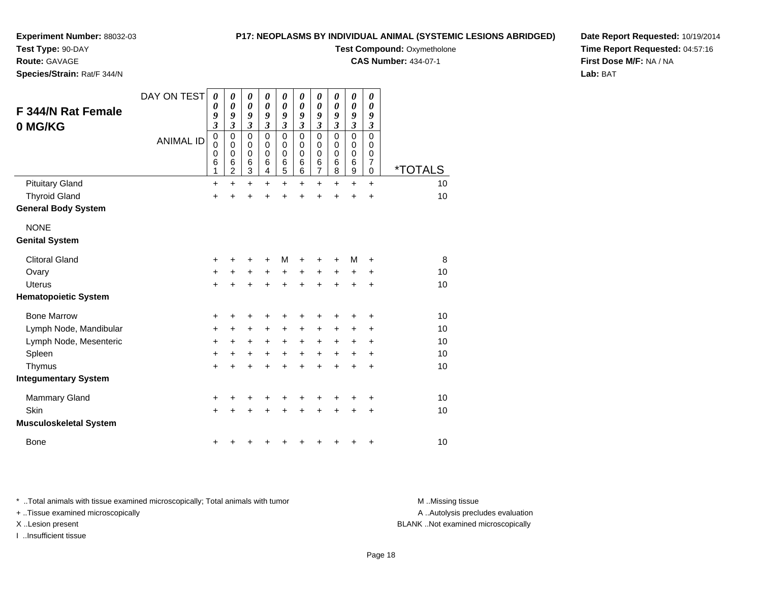**Experiment Number:** 88032-03
**Test Type:** 90-DAY
**Route:** GAVAGE
**Species/Strain:** Rat/F 344/N

**P17: NEOPLASMS BY INDIVIDUAL ANIMAL (SYSTEMIC LESIONS ABRIDGED)**
**Test Compound:** Oxymetholone
**CAS Number:** 434-07-1

**Date Report Requested:** 10/19/2014
**Time Report Requested:** 04:57:16
**First Dose M/F:** NA / NA
**Lab:** BAT

## F 344/N Rat Female 0 MG/KG

| DAY ON TEST | 0093 | 0093 | 0093 | 0093 | 0093 | 0093 | 0093 | 0093 | 0093 | 0093 | |
|---|---|---|---|---|---|---|---|---|---|---|---|
| ANIMAL ID | 00061 | 00062 | 00063 | 00064 | 00065 | 00066 | 00067 | 00068 | 00069 | 00070 | *TOTALS |
| Pituitary Gland | + | + | + | + | + | + | + | + | + | + | 10 |
| Thyroid Gland | + | + | + | + | + | + | + | + | + | + | 10 |
| **General Body System** | | | | | | | | | | | |
| NONE | | | | | | | | | | | |
| **Genital System** | | | | | | | | | | | |
| Clitoral Gland | + | + | + | + | M | + | + | + | M | + | 8 |
| Ovary | + | + | + | + | + | + | + | + | + | + | 10 |
| Uterus | + | + | + | + | + | + | + | + | + | + | 10 |
| **Hematopoietic System** | | | | | | | | | | | |
| Bone Marrow | + | + | + | + | + | + | + | + | + | + | 10 |
| Lymph Node, Mandibular | + | + | + | + | + | + | + | + | + | + | 10 |
| Lymph Node, Mesenteric | + | + | + | + | + | + | + | + | + | + | 10 |
| Spleen | + | + | + | + | + | + | + | + | + | + | 10 |
| Thymus | + | + | + | + | + | + | + | + | + | + | 10 |
| **Integumentary System** | | | | | | | | | | | |
| Mammary Gland | + | + | + | + | + | + | + | + | + | + | 10 |
| Skin | + | + | + | + | + | + | + | + | + | + | 10 |
| **Musculoskeletal System** | | | | | | | | | | | |
| Bone | + | + | + | + | + | + | + | + | + | + | 10 |

* ..Total animals with tissue examined microscopically; Total animals with tumor
+ ..Tissue examined microscopically
X ..Lesion present
I ..Insufficient tissue

M ..Missing tissue
A ..Autolysis precludes evaluation
BLANK ..Not examined microscopically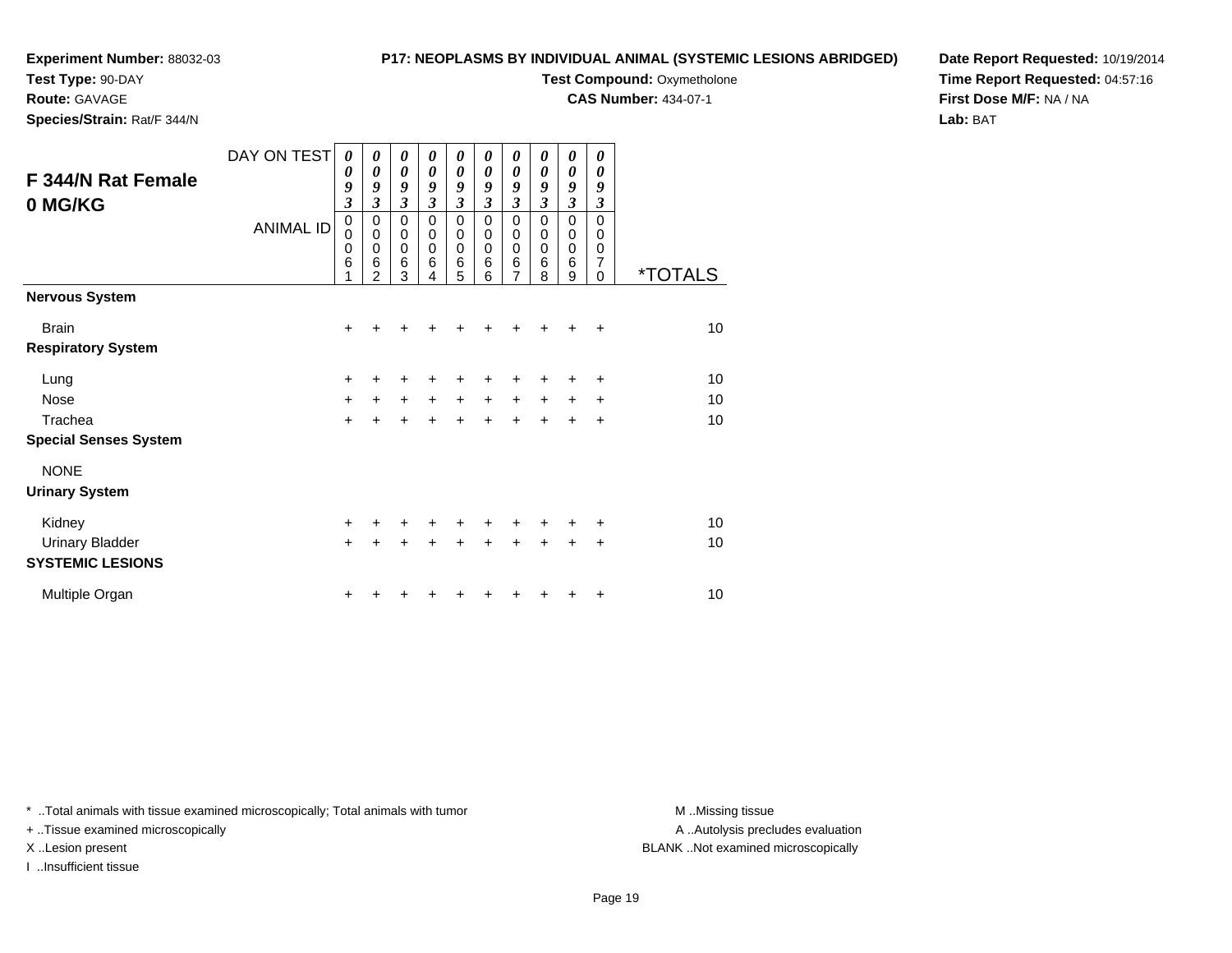**Experiment Number:** 88032-03
**Test Type:** 90-DAY
**Route:** GAVAGE
**Species/Strain:** Rat/F 344/N

**P17: NEOPLASMS BY INDIVIDUAL ANIMAL (SYSTEMIC LESIONS ABRIDGED)**
**Test Compound:** Oxymetholone
**CAS Number:** 434-07-1

**Date Report Requested:** 10/19/2014
**Time Report Requested:** 04:57:16
**First Dose M/F:** NA / NA
**Lab:** BAT

## F 344/N Rat Female 0 MG/KG

| DAY ON TEST | 0093 | 0093 | 0093 | 0093 | 0093 | 0093 | 0093 | 0093 | 0093 | 0093 | |
|---|---|---|---|---|---|---|---|---|---|---|---|
| **ANIMAL ID** | 00061 | 00062 | 00063 | 00064 | 00065 | 00066 | 00067 | 00068 | 00069 | 00070 | ***TOTALS** |
| **Nervous System** | | | | | | | | | | | |
| Brain | + | + | + | + | + | + | + | + | + | + | 10 |
| **Respiratory System** | | | | | | | | | | | |
| Lung | + | + | + | + | + | + | + | + | + | + | 10 |
| Nose | + | + | + | + | + | + | + | + | + | + | 10 |
| Trachea | + | + | + | + | + | + | + | + | + | + | 10 |
| **Special Senses System** | | | | | | | | | | | |
| NONE | | | | | | | | | | | |
| **Urinary System** | | | | | | | | | | | |
| Kidney | + | + | + | + | + | + | + | + | + | + | 10 |
| Urinary Bladder | + | + | + | + | + | + | + | + | + | + | 10 |
| **SYSTEMIC LESIONS** | | | | | | | | | | | |
| Multiple Organ | + | + | + | + | + | + | + | + | + | + | 10 |

* ..Total animals with tissue examined microscopically; Total animals with tumor
+ ..Tissue examined microscopically
X ..Lesion present
I ..Insufficient tissue

M ..Missing tissue
A ..Autolysis precludes evaluation
BLANK ..Not examined microscopically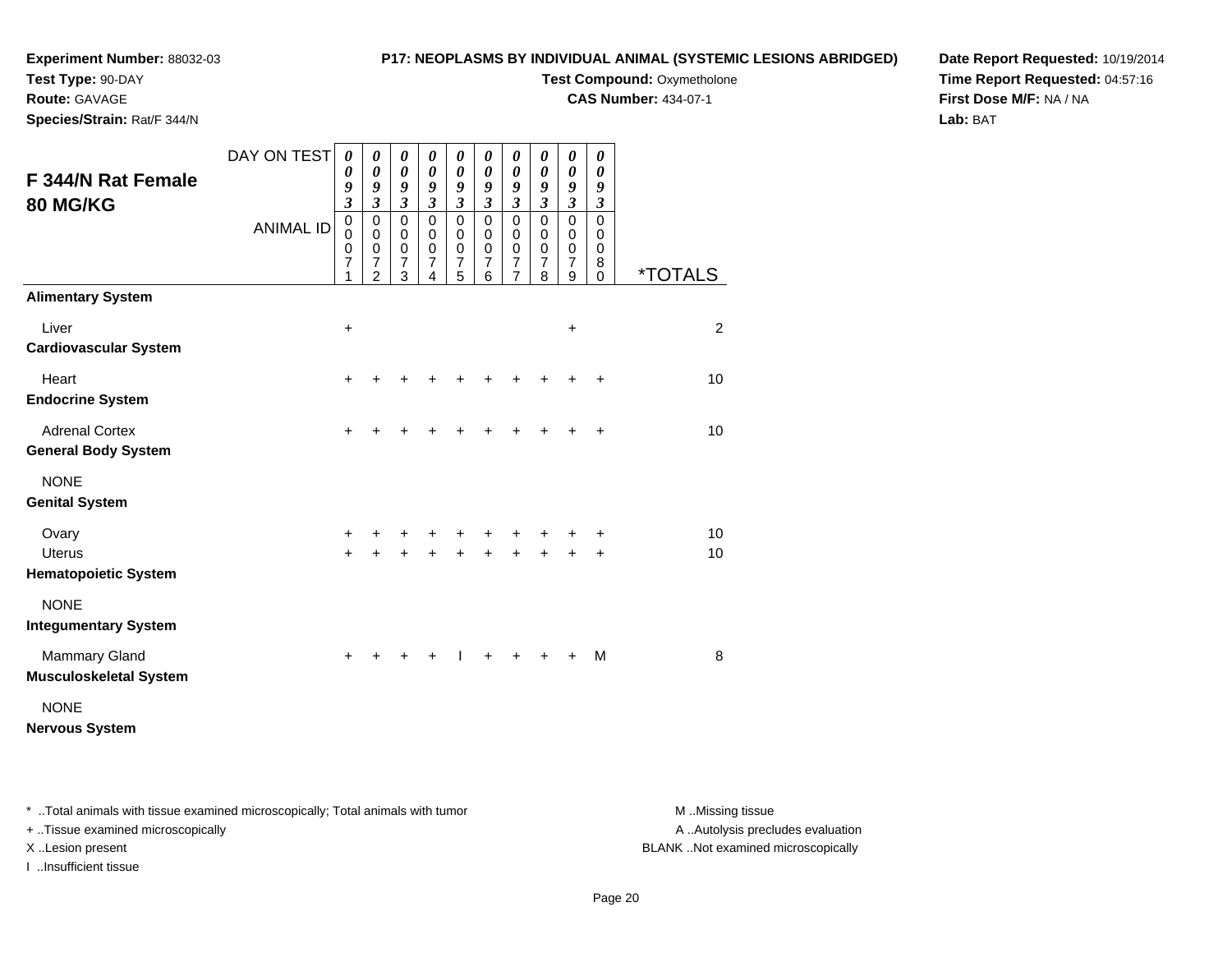**Experiment Number:** 88032-03
**Test Type:** 90-DAY
**Route:** GAVAGE
**Species/Strain:** Rat/F 344/N

**P17: NEOPLASMS BY INDIVIDUAL ANIMAL (SYSTEMIC LESIONS ABRIDGED)**
**Test Compound:** Oxymetholone
**CAS Number:** 434-07-1

**Date Report Requested:** 10/19/2014
**Time Report Requested:** 04:57:16
**First Dose M/F:** NA / NA
**Lab:** BAT

## F 344/N Rat Female 80 MG/KG

| DAY ON TEST | 0093 | 0093 | 0093 | 0093 | 0093 | 0093 | 0093 | 0093 | 0093 | 0093 | |
|---|---|---|---|---|---|---|---|---|---|---|---|
| ANIMAL ID | 00071 | 00072 | 00073 | 00074 | 00075 | 00076 | 00077 | 00078 | 00079 | 00080 | *TOTALS |
| **Alimentary System** | | | | | | | | | | | |
| Liver | + | | | | | | | | + | | 2 |
| **Cardiovascular System** | | | | | | | | | | | |
| Heart | + | + | + | + | + | + | + | + | + | + | 10 |
| **Endocrine System** | | | | | | | | | | | |
| Adrenal Cortex | + | + | + | + | + | + | + | + | + | + | 10 |
| **General Body System** | | | | | | | | | | | |
| NONE | | | | | | | | | | | |
| **Genital System** | | | | | | | | | | | |
| Ovary | + | + | + | + | + | + | + | + | + | + | 10 |
| Uterus | + | + | + | + | + | + | + | + | + | + | 10 |
| **Hematopoietic System** | | | | | | | | | | | |
| NONE | | | | | | | | | | | |
| **Integumentary System** | | | | | | | | | | | |
| Mammary Gland | + | + | + | + | I | + | + | + | + | M | 8 |
| **Musculoskeletal System** | | | | | | | | | | | |
| NONE | | | | | | | | | | | |
| **Nervous System** | | | | | | | | | | | |

* ..Total animals with tissue examined microscopically; Total animals with tumor
+ ..Tissue examined microscopically
X ..Lesion present
I ..Insufficient tissue

M ..Missing tissue
A ..Autolysis precludes evaluation
BLANK ..Not examined microscopically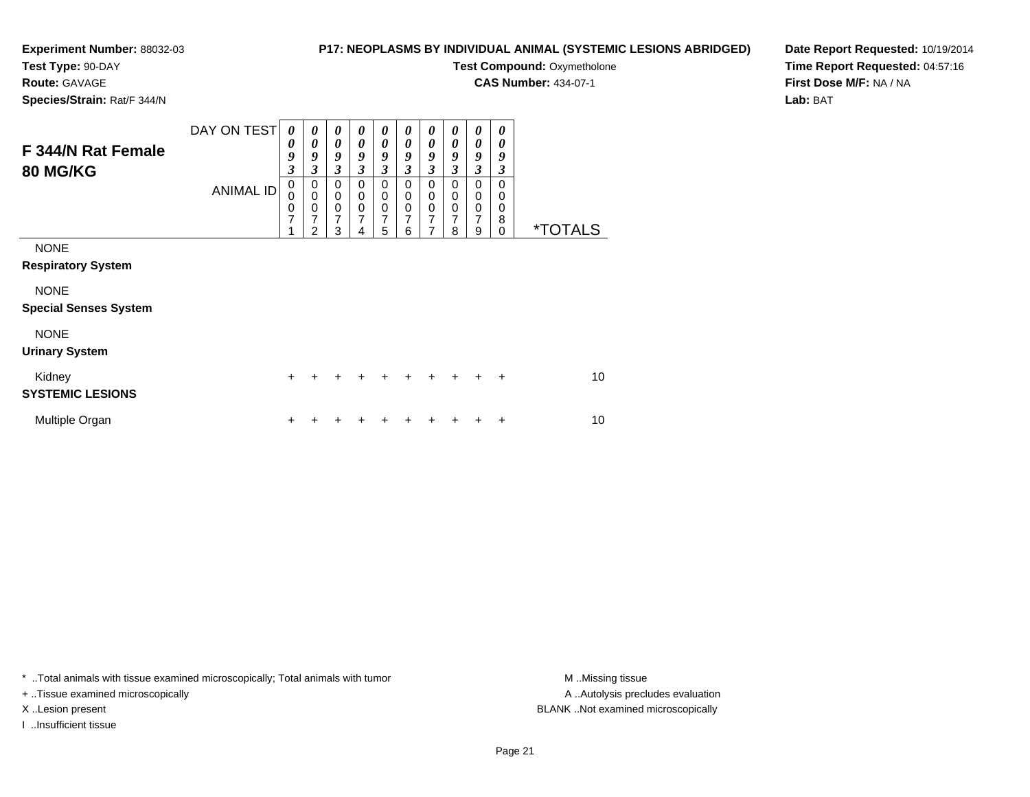**Experiment Number:** 88032-03
**Test Type:** 90-DAY
**Route:** GAVAGE
**Species/Strain:** Rat/F 344/N

**P17: NEOPLASMS BY INDIVIDUAL ANIMAL (SYSTEMIC LESIONS ABRIDGED)**
**Test Compound:** Oxymetholone
**CAS Number:** 434-07-1

**Date Report Requested:** 10/19/2014
**Time Report Requested:** 04:57:16
**First Dose M/F:** NA / NA
**Lab:** BAT

## F 344/N Rat Female 80 MG/KG

| DAY ON TEST | 0093 | 0093 | 0093 | 0093 | 0093 | 0093 | 0093 | 0093 | 0093 | 0093 | |
|---|---|---|---|---|---|---|---|---|---|---|---|
| ANIMAL ID | 00071 | 00072 | 00073 | 00074 | 00075 | 00076 | 00077 | 00078 | 00079 | 00080 | *TOTALS |
| NONE | | | | | | | | | | | |
| **Respiratory System** | | | | | | | | | | | |
| NONE | | | | | | | | | | | |
| **Special Senses System** | | | | | | | | | | | |
| NONE | | | | | | | | | | | |
| **Urinary System** | | | | | | | | | | | |
| Kidney | + | + | + | + | + | + | + | + | + | + | 10 |
| **SYSTEMIC LESIONS** | | | | | | | | | | | |
| Multiple Organ | + | + | + | + | + | + | + | + | + | + | 10 |

* ..Total animals with tissue examined microscopically; Total animals with tumor
+ ..Tissue examined microscopically
X ..Lesion present
I ..Insufficient tissue

M ..Missing tissue
A ..Autolysis precludes evaluation
BLANK ..Not examined microscopically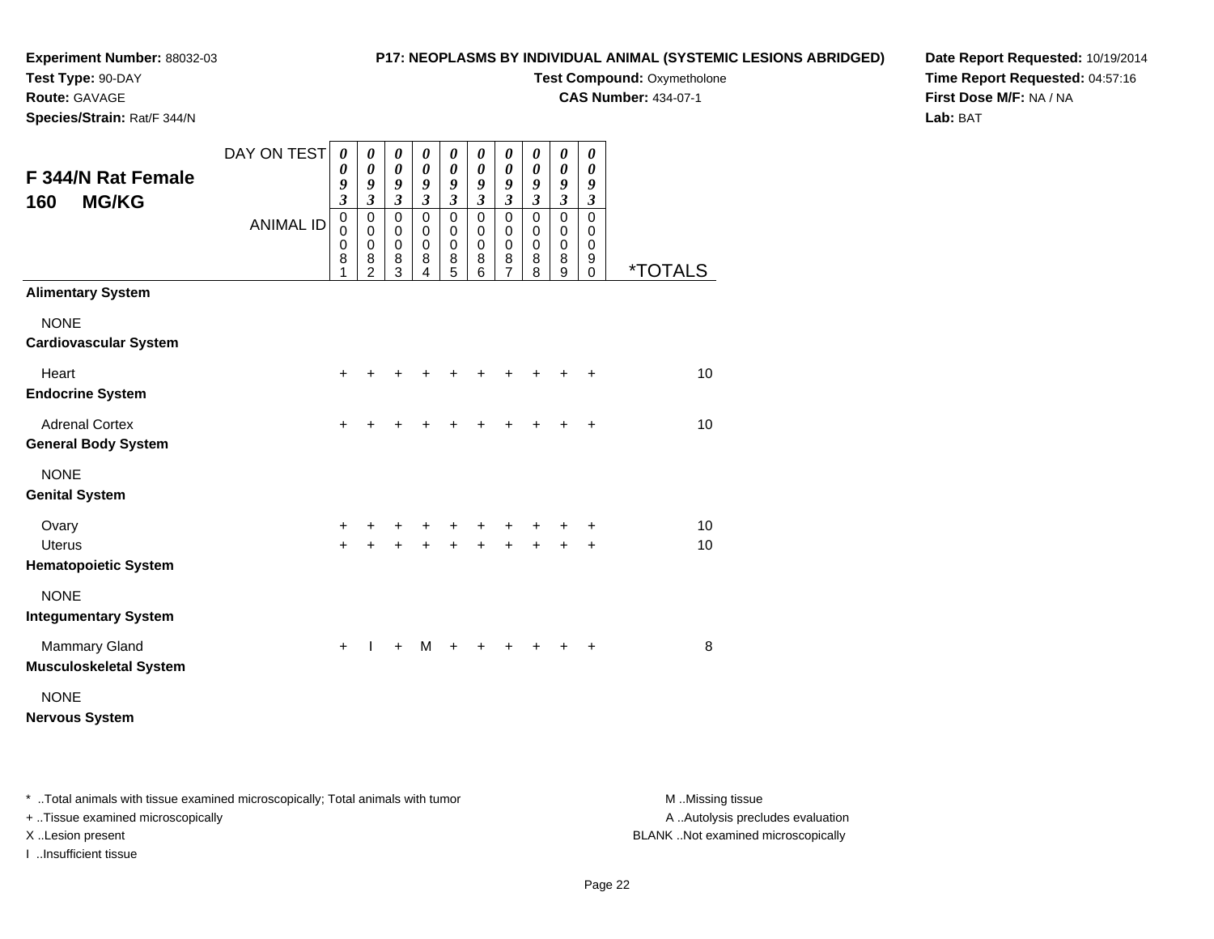**Experiment Number:** 88032-03
**Test Type:** 90-DAY
**Route:** GAVAGE
**Species/Strain:** Rat/F 344/N

**P17: NEOPLASMS BY INDIVIDUAL ANIMAL (SYSTEMIC LESIONS ABRIDGED)**
**Test Compound:** Oxymetholone
**CAS Number:** 434-07-1

**Date Report Requested:** 10/19/2014
**Time Report Requested:** 04:57:16
**First Dose M/F:** NA / NA
**Lab:** BAT

## F 344/N Rat Female 160 MG/KG

| DAY ON TEST | 0093 | 0093 | 0093 | 0093 | 0093 | 0093 | 0093 | 0093 | 0093 | 0093 | |
|---|---|---|---|---|---|---|---|---|---|---|---|
| ANIMAL ID | 00081 | 00082 | 00083 | 00084 | 00085 | 00086 | 00087 | 00088 | 00089 | 00090 | *TOTALS |
| **Alimentary System** | | | | | | | | | | | |
| NONE | | | | | | | | | | | |
| **Cardiovascular System** | | | | | | | | | | | |
| Heart | + | + | + | + | + | + | + | + | + | + | 10 |
| **Endocrine System** | | | | | | | | | | | |
| Adrenal Cortex | + | + | + | + | + | + | + | + | + | + | 10 |
| **General Body System** | | | | | | | | | | | |
| NONE | | | | | | | | | | | |
| **Genital System** | | | | | | | | | | | |
| Ovary | + | + | + | + | + | + | + | + | + | + | 10 |
| Uterus | + | + | + | + | + | + | + | + | + | + | 10 |
| **Hematopoietic System** | | | | | | | | | | | |
| NONE | | | | | | | | | | | |
| **Integumentary System** | | | | | | | | | | | |
| Mammary Gland | + | I | + | M | + | + | + | + | + | + | 8 |
| **Musculoskeletal System** | | | | | | | | | | | |
| NONE | | | | | | | | | | | |
| **Nervous System** | | | | | | | | | | | |

* ..Total animals with tissue examined microscopically; Total animals with tumor
+ ..Tissue examined microscopically
X ..Lesion present
I ..Insufficient tissue

M ..Missing tissue
A ..Autolysis precludes evaluation
BLANK ..Not examined microscopically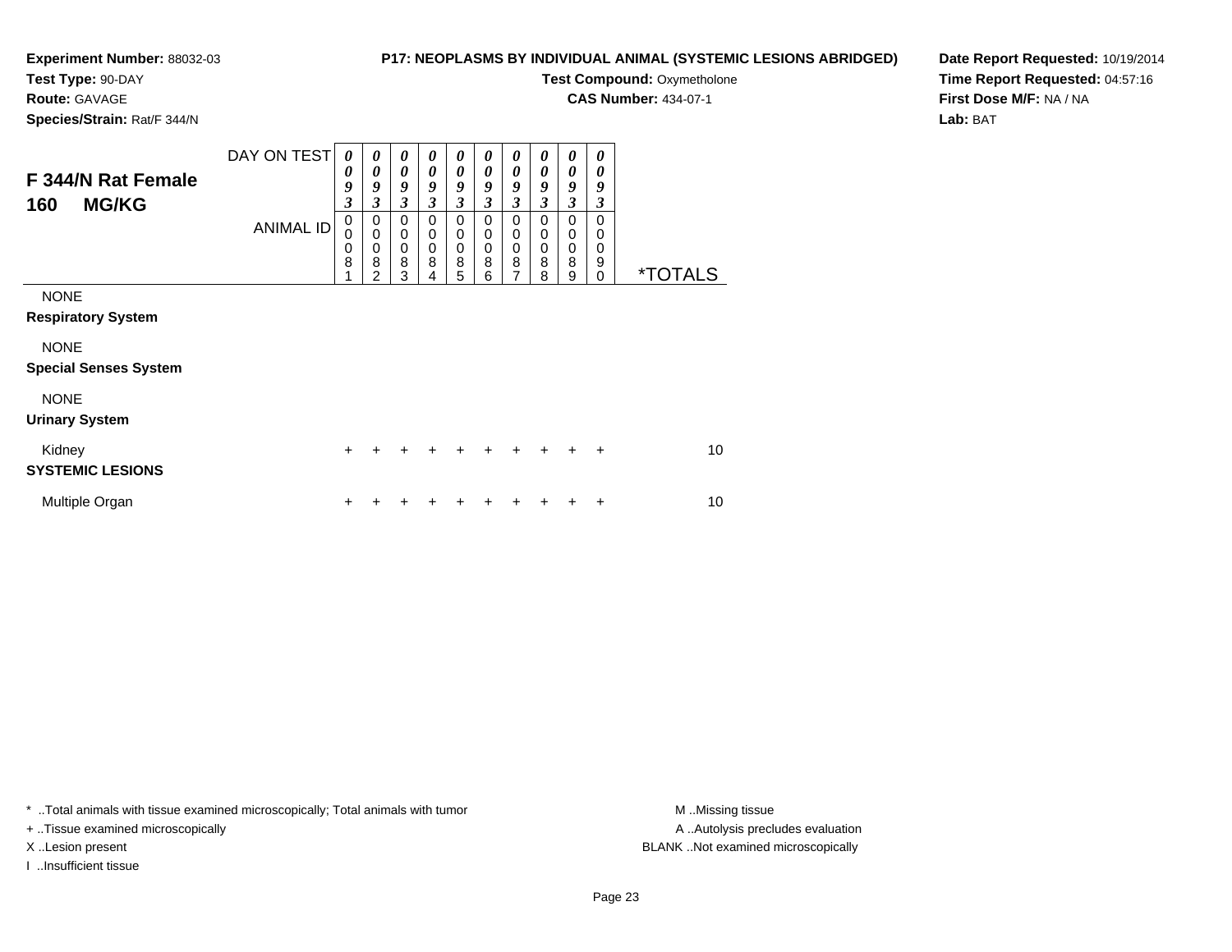**Experiment Number:** 88032-03
**Test Type:** 90-DAY
**Route:** GAVAGE
**Species/Strain:** Rat/F 344/N

**P17: NEOPLASMS BY INDIVIDUAL ANIMAL (SYSTEMIC LESIONS ABRIDGED)**
**Test Compound:** Oxymetholone
**CAS Number:** 434-07-1

**Date Report Requested:** 10/19/2014
**Time Report Requested:** 04:57:16
**First Dose M/F:** NA / NA
**Lab:** BAT

## F 344/N Rat Female 160 MG/KG

| DAY ON TEST | 0093 | 0093 | 0093 | 0093 | 0093 | 0093 | 0093 | 0093 | 0093 | 0093 | |
|---|---|---|---|---|---|---|---|---|---|---|---|
| ANIMAL ID | 00081 | 00082 | 00083 | 00084 | 00085 | 00086 | 00087 | 00088 | 00089 | 00090 | *TOTALS |
| NONE | | | | | | | | | | | |
| **Respiratory System** | | | | | | | | | | | |
| NONE | | | | | | | | | | | |
| **Special Senses System** | | | | | | | | | | | |
| NONE | | | | | | | | | | | |
| **Urinary System** | | | | | | | | | | | |
| Kidney | + | + | + | + | + | + | + | + | + | + | 10 |
| **SYSTEMIC LESIONS** | | | | | | | | | | | |
| Multiple Organ | + | + | + | + | + | + | + | + | + | + | 10 |

* ..Total animals with tissue examined microscopically; Total animals with tumor
+ ..Tissue examined microscopically
X ..Lesion present
I ..Insufficient tissue

M ..Missing tissue
A ..Autolysis precludes evaluation
BLANK ..Not examined microscopically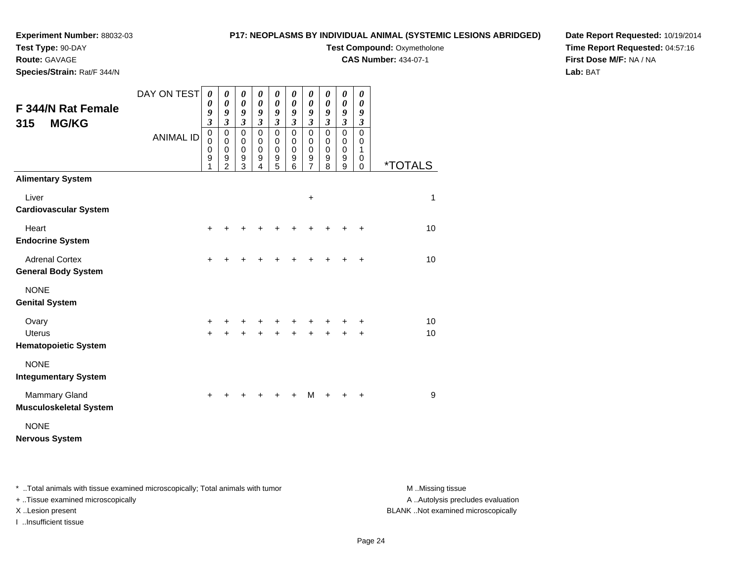**Experiment Number:** 88032-03
**Test Type:** 90-DAY
**Route:** GAVAGE
**Species/Strain:** Rat/F 344/N

**P17: NEOPLASMS BY INDIVIDUAL ANIMAL (SYSTEMIC LESIONS ABRIDGED)**
**Test Compound:** Oxymetholone
**CAS Number:** 434-07-1

**Date Report Requested:** 10/19/2014
**Time Report Requested:** 04:57:16
**First Dose M/F:** NA / NA
**Lab:** BAT

## F 344/N Rat Female 315 MG/KG

| DAY ON TEST | 0093 | 0093 | 0093 | 0093 | 0093 | 0093 | 0093 | 0093 | 0093 | 0093 | |
|---|---|---|---|---|---|---|---|---|---|---|---|
| **ANIMAL ID** | 00091 | 00092 | 00093 | 00094 | 00095 | 00096 | 00097 | 00098 | 00099 | 00100 | ***TOTALS** |
| **Alimentary System** | | | | | | | | | | | |
| Liver | | | | | | | + | | | | 1 |
| **Cardiovascular System** | | | | | | | | | | | |
| Heart | + | + | + | + | + | + | + | + | + | + | 10 |
| **Endocrine System** | | | | | | | | | | | |
| Adrenal Cortex | + | + | + | + | + | + | + | + | + | + | 10 |
| **General Body System** | | | | | | | | | | | |
| NONE | | | | | | | | | | | |
| **Genital System** | | | | | | | | | | | |
| Ovary | + | + | + | + | + | + | + | + | + | + | 10 |
| Uterus | + | + | + | + | + | + | + | + | + | + | 10 |
| **Hematopoietic System** | | | | | | | | | | | |
| NONE | | | | | | | | | | | |
| **Integumentary System** | | | | | | | | | | | |
| Mammary Gland | + | + | + | + | + | + | M | + | + | + | 9 |
| **Musculoskeletal System** | | | | | | | | | | | |
| NONE | | | | | | | | | | | |
| **Nervous System** | | | | | | | | | | | |

* ..Total animals with tissue examined microscopically; Total animals with tumor
+ ..Tissue examined microscopically
X ..Lesion present
I ..Insufficient tissue

M ..Missing tissue
A ..Autolysis precludes evaluation
BLANK ..Not examined microscopically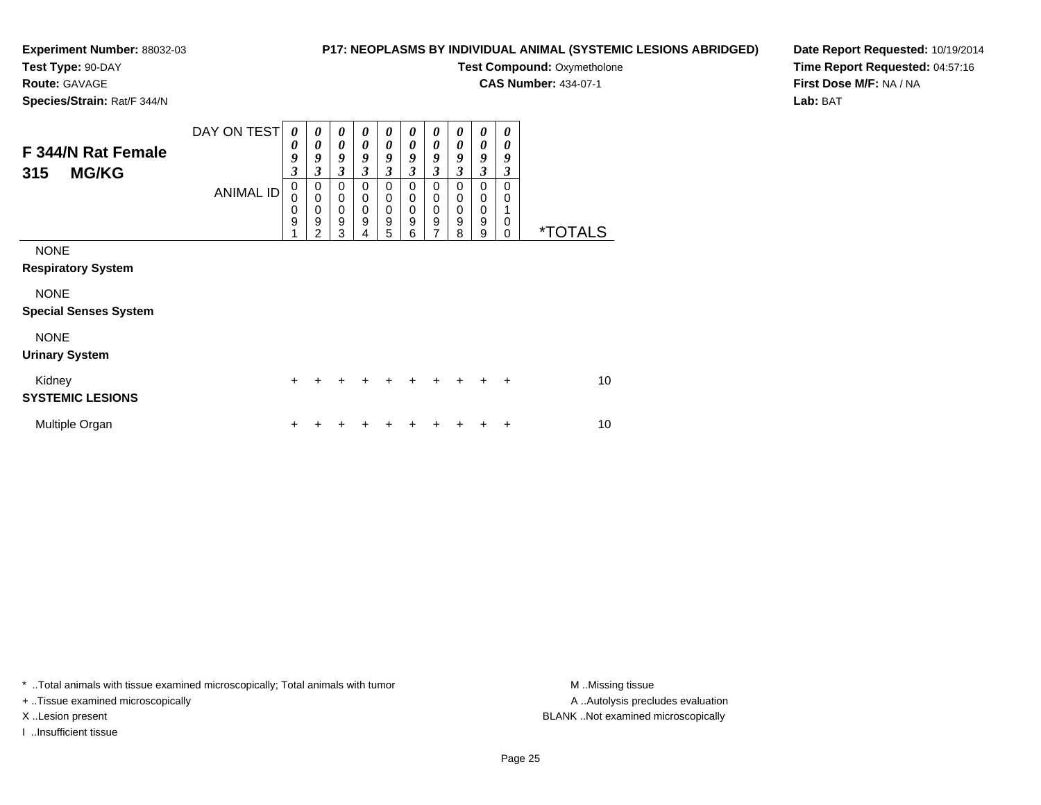**Experiment Number:** 88032-03
**Test Type:** 90-DAY
**Route:** GAVAGE
**Species/Strain:** Rat/F 344/N

**P17: NEOPLASMS BY INDIVIDUAL ANIMAL (SYSTEMIC LESIONS ABRIDGED)**
**Test Compound:** Oxymetholone
**CAS Number:** 434-07-1

**Date Report Requested:** 10/19/2014
**Time Report Requested:** 04:57:16
**First Dose M/F:** NA / NA
**Lab:** BAT

## F 344/N Rat Female 315 MG/KG

| DAY ON TEST | 0093 | 0093 | 0093 | 0093 | 0093 | 0093 | 0093 | 0093 | 0093 | 0093 | |
|---|---|---|---|---|---|---|---|---|---|---|---|
| ANIMAL ID | 00091 | 00092 | 00093 | 00094 | 00095 | 00096 | 00097 | 00098 | 00099 | 00100 | *TOTALS |
| NONE | | | | | | | | | | | |
| **Respiratory System** | | | | | | | | | | | |
| NONE | | | | | | | | | | | |
| **Special Senses System** | | | | | | | | | | | |
| NONE | | | | | | | | | | | |
| **Urinary System** | | | | | | | | | | | |
| Kidney | + | + | + | + | + | + | + | + | + | + | 10 |
| **SYSTEMIC LESIONS** | | | | | | | | | | | |
| Multiple Organ | + | + | + | + | + | + | + | + | + | + | 10 |

\* ..Total animals with tissue examined microscopically; Total animals with tumor
\+ ..Tissue examined microscopically
X ..Lesion present
I ..Insufficient tissue

M ..Missing tissue
A ..Autolysis precludes evaluation
BLANK ..Not examined microscopically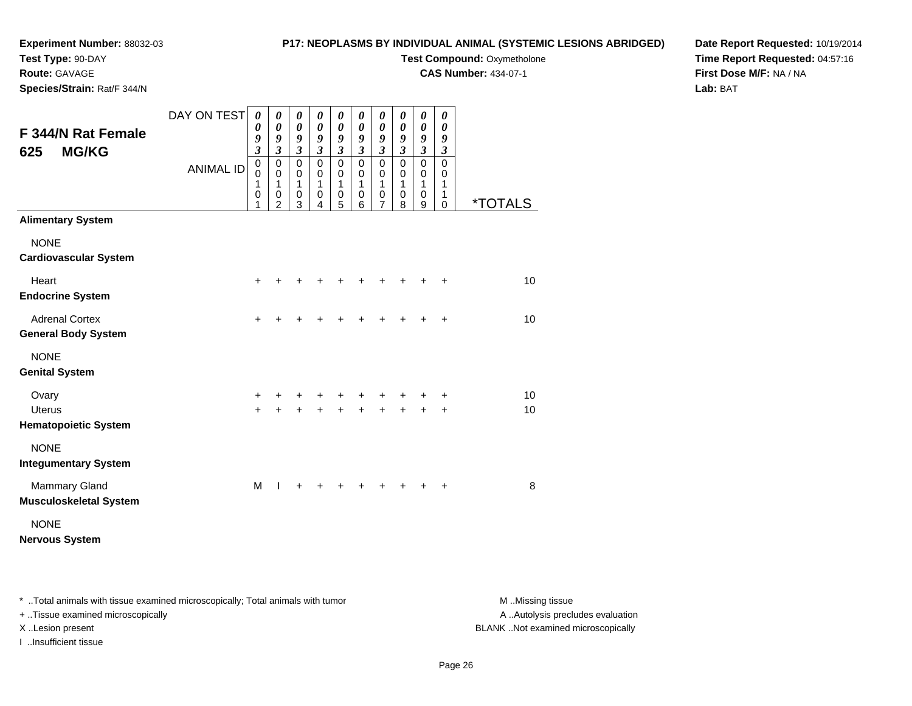**Experiment Number:** 88032-03
**Test Type:** 90-DAY
**Route:** GAVAGE
**Species/Strain:** Rat/F 344/N

**P17: NEOPLASMS BY INDIVIDUAL ANIMAL (SYSTEMIC LESIONS ABRIDGED)**
**Test Compound:** Oxymetholone
**CAS Number:** 434-07-1

**Date Report Requested:** 10/19/2014
**Time Report Requested:** 04:57:16
**First Dose M/F:** NA / NA
**Lab:** BAT

## F 344/N Rat Female 625 MG/KG

| DAY ON TEST | 0093 | 0093 | 0093 | 0093 | 0093 | 0093 | 0093 | 0093 | 0093 | 0093 | |
|---|---|---|---|---|---|---|---|---|---|---|---|
| ANIMAL ID | 00101 | 00102 | 00103 | 00104 | 00105 | 00106 | 00107 | 00108 | 00109 | 00110 | *TOTALS |
| **Alimentary System** | | | | | | | | | | | |
| NONE | | | | | | | | | | | |
| **Cardiovascular System** | | | | | | | | | | | |
| Heart | + | + | + | + | + | + | + | + | + | + | 10 |
| **Endocrine System** | | | | | | | | | | | |
| Adrenal Cortex | + | + | + | + | + | + | + | + | + | + | 10 |
| **General Body System** | | | | | | | | | | | |
| NONE | | | | | | | | | | | |
| **Genital System** | | | | | | | | | | | |
| Ovary | + | + | + | + | + | + | + | + | + | + | 10 |
| Uterus | + | + | + | + | + | + | + | + | + | + | 10 |
| **Hematopoietic System** | | | | | | | | | | | |
| NONE | | | | | | | | | | | |
| **Integumentary System** | | | | | | | | | | | |
| Mammary Gland | M | I | + | + | + | + | + | + | + | + | 8 |
| **Musculoskeletal System** | | | | | | | | | | | |
| NONE | | | | | | | | | | | |
| **Nervous System** | | | | | | | | | | | |

* ..Total animals with tissue examined microscopically; Total animals with tumor
+ ..Tissue examined microscopically
X ..Lesion present
I ..Insufficient tissue

M ..Missing tissue
A ..Autolysis precludes evaluation
BLANK ..Not examined microscopically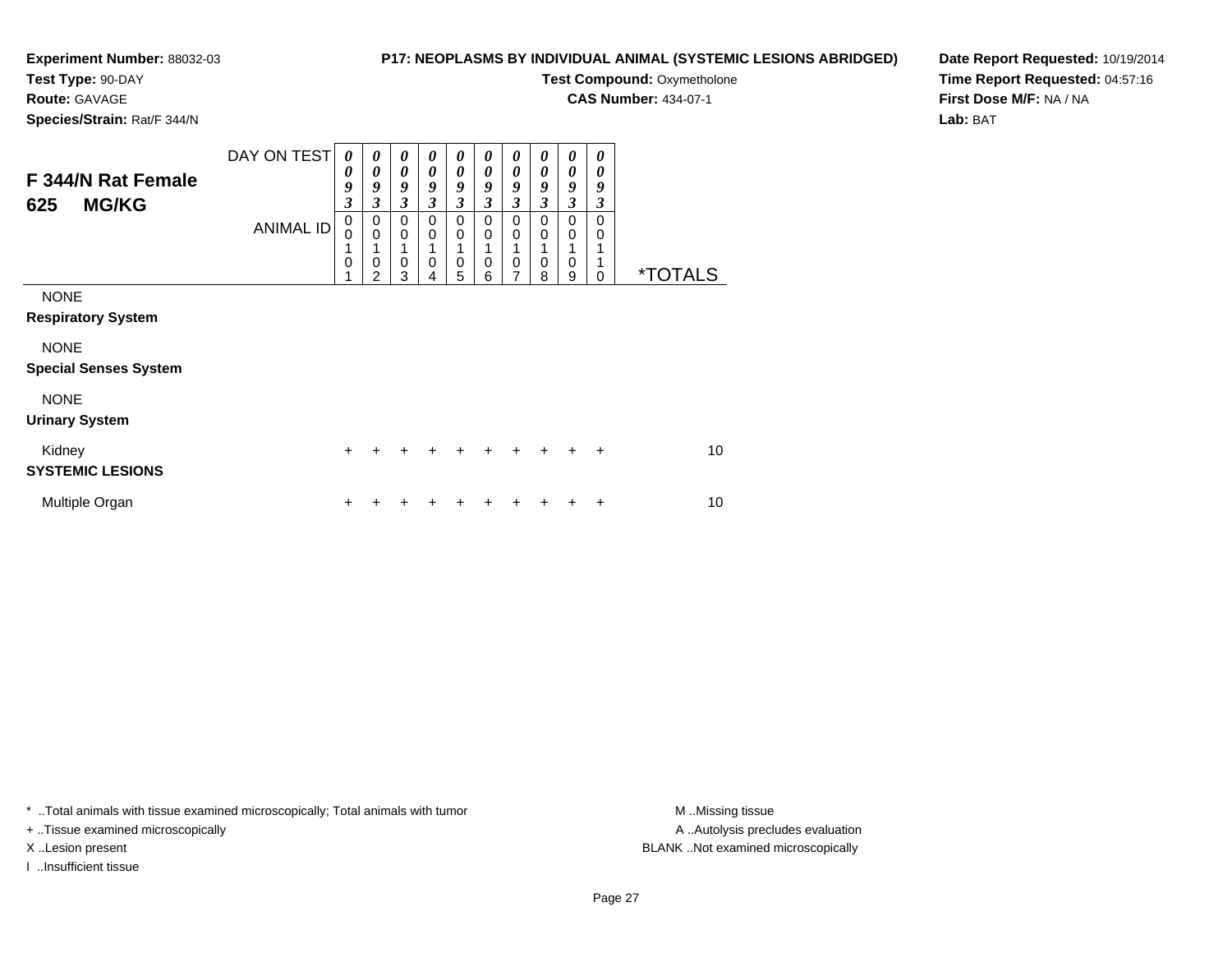**Experiment Number:** 88032-03
**Test Type:** 90-DAY
**Route:** GAVAGE
**Species/Strain:** Rat/F 344/N

**P17: NEOPLASMS BY INDIVIDUAL ANIMAL (SYSTEMIC LESIONS ABRIDGED)**
**Test Compound:** Oxymetholone
**CAS Number:** 434-07-1

**Date Report Requested:** 10/19/2014
**Time Report Requested:** 04:57:16
**First Dose M/F:** NA / NA
**Lab:** BAT

## F 344/N Rat Female 625 MG/KG

| DAY ON TEST | 0093 | 0093 | 0093 | 0093 | 0093 | 0093 | 0093 | 0093 | 0093 | 0093 | |
|---|---|---|---|---|---|---|---|---|---|---|---|
| ANIMAL ID | 00101 | 00102 | 00103 | 00104 | 00105 | 00106 | 00107 | 00108 | 00109 | 00110 | *TOTALS |
| NONE | | | | | | | | | | | |
| **Respiratory System** | | | | | | | | | | | |
| NONE | | | | | | | | | | | |
| **Special Senses System** | | | | | | | | | | | |
| NONE | | | | | | | | | | | |
| **Urinary System** | | | | | | | | | | | |
| Kidney | + | + | + | + | + | + | + | + | + | + | 10 |
| **SYSTEMIC LESIONS** | | | | | | | | | | | |
| Multiple Organ | + | + | + | + | + | + | + | + | + | + | 10 |

* ..Total animals with tissue examined microscopically; Total animals with tumor
+ ..Tissue examined microscopically
X ..Lesion present
I ..Insufficient tissue

M ..Missing tissue
A ..Autolysis precludes evaluation
BLANK ..Not examined microscopically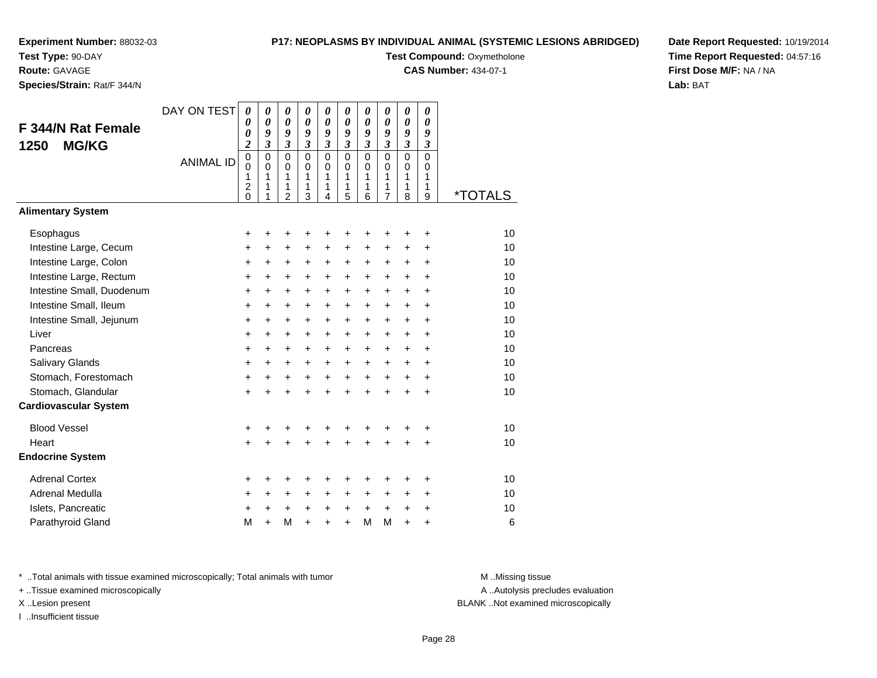**Experiment Number:** 88032-03
**Test Type:** 90-DAY
**Route:** GAVAGE
**Species/Strain:** Rat/F 344/N

**P17: NEOPLASMS BY INDIVIDUAL ANIMAL (SYSTEMIC LESIONS ABRIDGED)**
**Test Compound:** Oxymetholone
**CAS Number:** 434-07-1

**Date Report Requested:** 10/19/2014
**Time Report Requested:** 04:57:16
**First Dose M/F:** NA / NA
**Lab:** BAT

## F 344/N Rat Female 1250 MG/KG

| DAY ON TEST | 0002 | 0093 | 0093 | 0093 | 0093 | 0093 | 0093 | 0093 | 0093 | 0093 | |
|---|---|---|---|---|---|---|---|---|---|---|---|
| ANIMAL ID | 00120 | 00111 | 00112 | 00113 | 00114 | 00115 | 00116 | 00117 | 00118 | 00119 | *TOTALS |
| **Alimentary System** | | | | | | | | | | | |
| Esophagus | + | + | + | + | + | + | + | + | + | + | 10 |
| Intestine Large, Cecum | + | + | + | + | + | + | + | + | + | + | 10 |
| Intestine Large, Colon | + | + | + | + | + | + | + | + | + | + | 10 |
| Intestine Large, Rectum | + | + | + | + | + | + | + | + | + | + | 10 |
| Intestine Small, Duodenum | + | + | + | + | + | + | + | + | + | + | 10 |
| Intestine Small, Ileum | + | + | + | + | + | + | + | + | + | + | 10 |
| Intestine Small, Jejunum | + | + | + | + | + | + | + | + | + | + | 10 |
| Liver | + | + | + | + | + | + | + | + | + | + | 10 |
| Pancreas | + | + | + | + | + | + | + | + | + | + | 10 |
| Salivary Glands | + | + | + | + | + | + | + | + | + | + | 10 |
| Stomach, Forestomach | + | + | + | + | + | + | + | + | + | + | 10 |
| Stomach, Glandular | + | + | + | + | + | + | + | + | + | + | 10 |
| **Cardiovascular System** | | | | | | | | | | | |
| Blood Vessel | + | + | + | + | + | + | + | + | + | + | 10 |
| Heart | + | + | + | + | + | + | + | + | + | + | 10 |
| **Endocrine System** | | | | | | | | | | | |
| Adrenal Cortex | + | + | + | + | + | + | + | + | + | + | 10 |
| Adrenal Medulla | + | + | + | + | + | + | + | + | + | + | 10 |
| Islets, Pancreatic | + | + | + | + | + | + | + | + | + | + | 10 |
| Parathyroid Gland | M | + | M | + | + | + | M | M | + | + | 6 |

\* ..Total animals with tissue examined microscopically; Total animals with tumor
\+ ..Tissue examined microscopically
X ..Lesion present
I ..Insufficient tissue

M ..Missing tissue
A ..Autolysis precludes evaluation
BLANK ..Not examined microscopically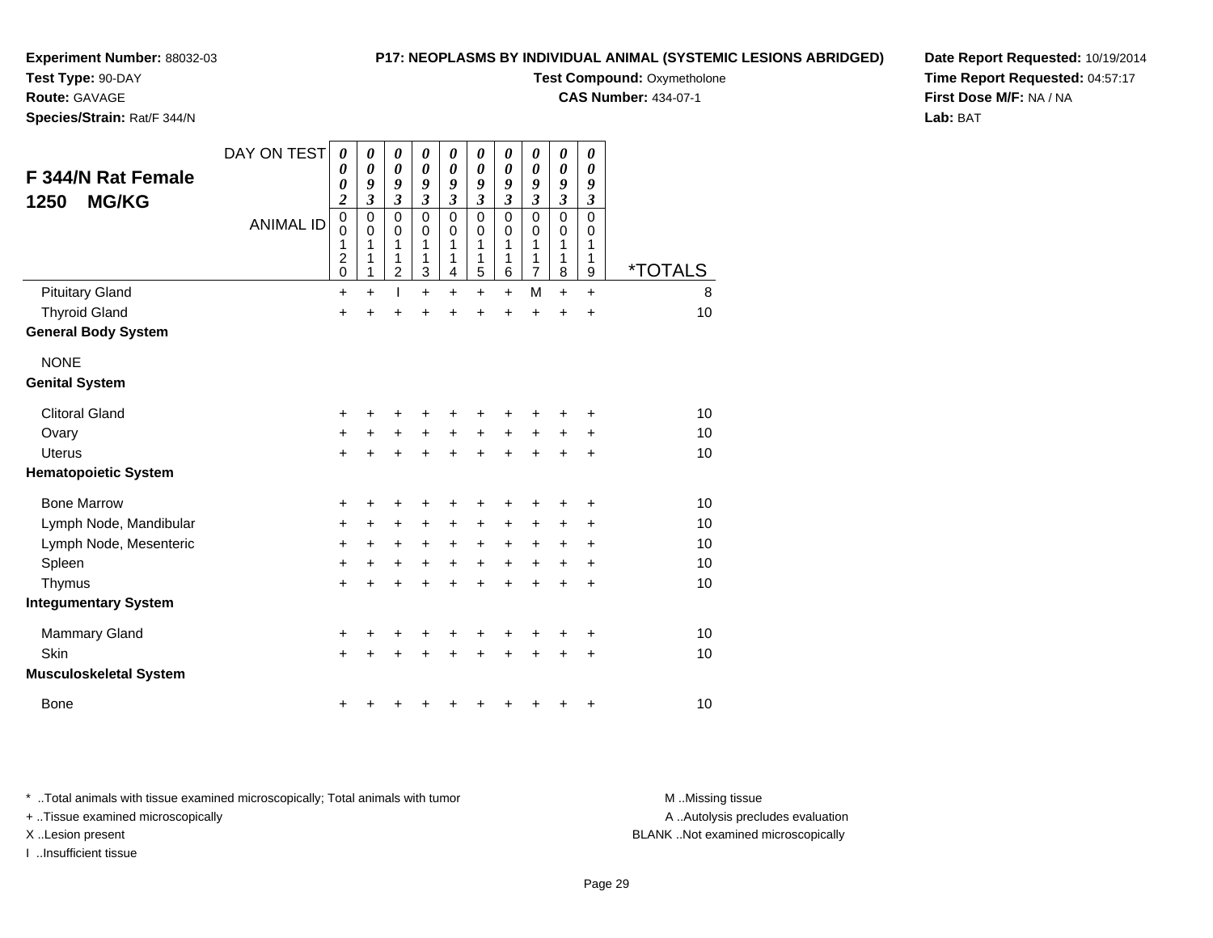**Experiment Number:** 88032-03
**Test Type:** 90-DAY
**Route:** GAVAGE
**Species/Strain:** Rat/F 344/N

**P17: NEOPLASMS BY INDIVIDUAL ANIMAL (SYSTEMIC LESIONS ABRIDGED)**
**Test Compound:** Oxymetholone
**CAS Number:** 434-07-1

**Date Report Requested:** 10/19/2014
**Time Report Requested:** 04:57:17
**First Dose M/F:** NA / NA
**Lab:** BAT

## F 344/N Rat Female 1250 MG/KG

| DAY ON TEST | 0002 | 0093 | 0093 | 0093 | 0093 | 0093 | 0093 | 0093 | 0093 | 0093 | |
|---|---|---|---|---|---|---|---|---|---|---|---|
| ANIMAL ID | 00120 | 00111 | 00112 | 00113 | 00114 | 00115 | 00116 | 00117 | 00118 | 00119 | *TOTALS |
| Pituitary Gland | + | + | I | + | + | + | + | M | + | + | 8 |
| Thyroid Gland | + | + | + | + | + | + | + | + | + | + | 10 |
| **General Body System** | | | | | | | | | | | |
| NONE | | | | | | | | | | | |
| **Genital System** | | | | | | | | | | | |
| Clitoral Gland | + | + | + | + | + | + | + | + | + | + | 10 |
| Ovary | + | + | + | + | + | + | + | + | + | + | 10 |
| Uterus | + | + | + | + | + | + | + | + | + | + | 10 |
| **Hematopoietic System** | | | | | | | | | | | |
| Bone Marrow | + | + | + | + | + | + | + | + | + | + | 10 |
| Lymph Node, Mandibular | + | + | + | + | + | + | + | + | + | + | 10 |
| Lymph Node, Mesenteric | + | + | + | + | + | + | + | + | + | + | 10 |
| Spleen | + | + | + | + | + | + | + | + | + | + | 10 |
| Thymus | + | + | + | + | + | + | + | + | + | + | 10 |
| **Integumentary System** | | | | | | | | | | | |
| Mammary Gland | + | + | + | + | + | + | + | + | + | + | 10 |
| Skin | + | + | + | + | + | + | + | + | + | + | 10 |
| **Musculoskeletal System** | | | | | | | | | | | |
| Bone | + | + | + | + | + | + | + | + | + | + | 10 |

* ..Total animals with tissue examined microscopically; Total animals with tumor
+ ..Tissue examined microscopically
X ..Lesion present
I ..Insufficient tissue

M ..Missing tissue
A ..Autolysis precludes evaluation
BLANK ..Not examined microscopically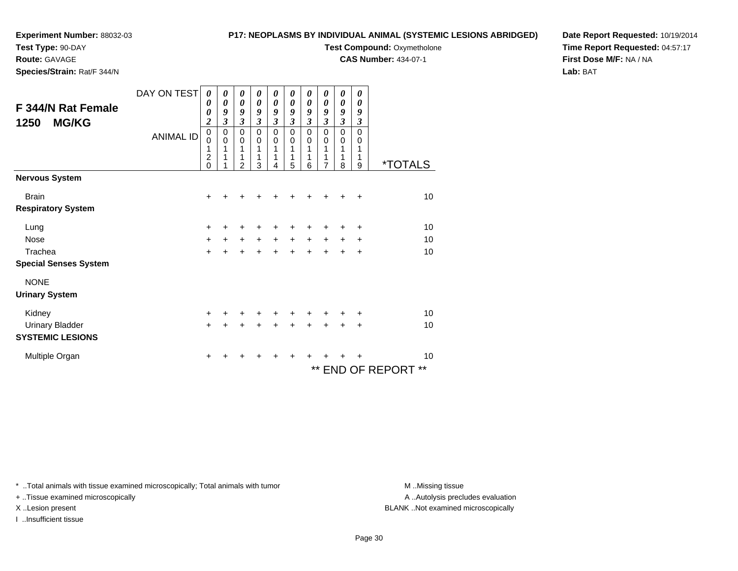**Experiment Number:** 88032-03
**Test Type:** 90-DAY
**Route:** GAVAGE
**Species/Strain:** Rat/F 344/N

**P17: NEOPLASMS BY INDIVIDUAL ANIMAL (SYSTEMIC LESIONS ABRIDGED)**
**Test Compound:** Oxymetholone
**CAS Number:** 434-07-1

**Date Report Requested:** 10/19/2014
**Time Report Requested:** 04:57:17
**First Dose M/F:** NA / NA
**Lab:** BAT

## F 344/N Rat Female 1250 MG/KG

| DAY ON TEST | 0002 | 0093 | 0093 | 0093 | 0093 | 0093 | 0093 | 0093 | 0093 | 0093 | |
|---|---|---|---|---|---|---|---|---|---|---|---|
| **ANIMAL ID** | 00120 | 00111 | 00112 | 00113 | 00114 | 00115 | 00116 | 00117 | 00118 | 00119 | ***TOTALS** |
| **Nervous System** | | | | | | | | | | | |
| Brain | + | + | + | + | + | + | + | + | + | + | 10 |
| **Respiratory System** | | | | | | | | | | | |
| Lung | + | + | + | + | + | + | + | + | + | + | 10 |
| Nose | + | + | + | + | + | + | + | + | + | + | 10 |
| Trachea | + | + | + | + | + | + | + | + | + | + | 10 |
| **Special Senses System** | | | | | | | | | | | |
| NONE | | | | | | | | | | | |
| **Urinary System** | | | | | | | | | | | |
| Kidney | + | + | + | + | + | + | + | + | + | + | 10 |
| Urinary Bladder | + | + | + | + | + | + | + | + | + | + | 10 |
| **SYSTEMIC LESIONS** | | | | | | | | | | | |
| Multiple Organ | + | + | + | + | + | + | + | + | + | + | 10 |

** END OF REPORT **

* ..Total animals with tissue examined microscopically; Total animals with tumor
+ ..Tissue examined microscopically
X ..Lesion present
I ..Insufficient tissue

M ..Missing tissue
A ..Autolysis precludes evaluation
BLANK ..Not examined microscopically